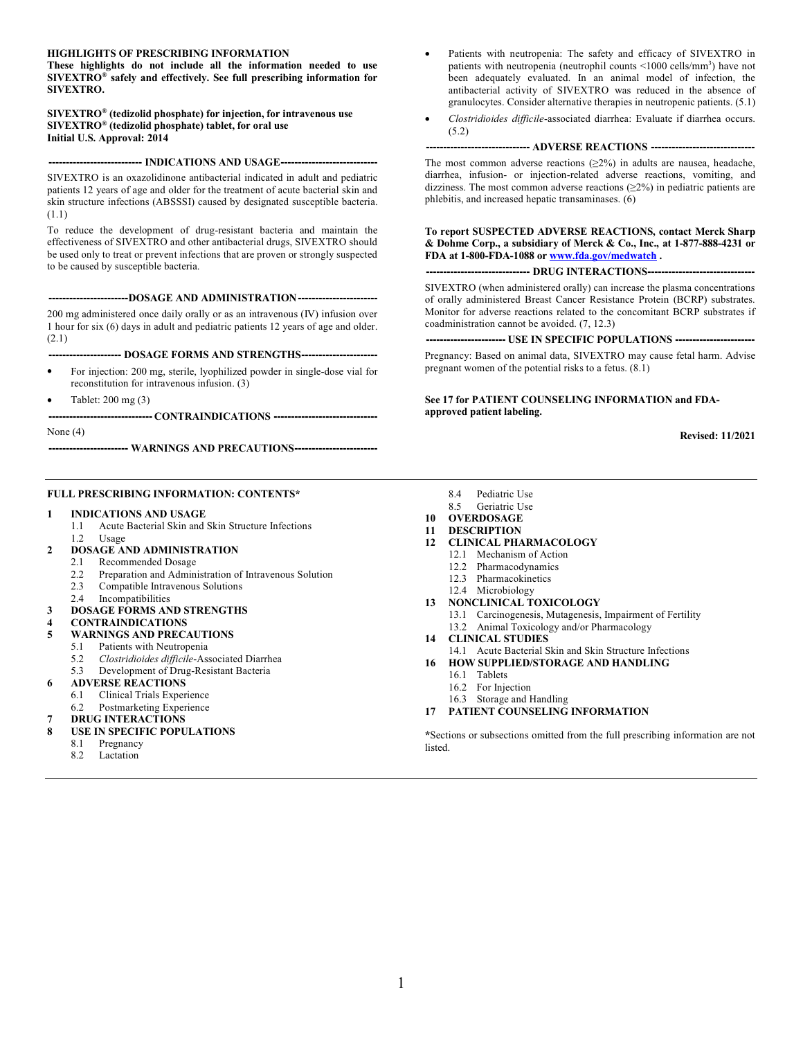**HIGHLIGHTS OF PRESCRIBING INFORMATION**
**These highlights do not include all the information needed to use SIVEXTRO® safely and effectively. See full prescribing information for SIVEXTRO.**

**SIVEXTRO® (tedizolid phosphate) for injection, for intravenous use**
**SIVEXTRO® (tedizolid phosphate) tablet, for oral use**
**Initial U.S. Approval: 2014**

## INDICATIONS AND USAGE

SIVEXTRO is an oxazolidinone antibacterial indicated in adult and pediatric patients 12 years of age and older for the treatment of acute bacterial skin and skin structure infections (ABSSSI) caused by designated susceptible bacteria. (1.1)

To reduce the development of drug-resistant bacteria and maintain the effectiveness of SIVEXTRO and other antibacterial drugs, SIVEXTRO should be used only to treat or prevent infections that are proven or strongly suspected to be caused by susceptible bacteria.

## DOSAGE AND ADMINISTRATION

200 mg administered once daily orally or as an intravenous (IV) infusion over 1 hour for six (6) days in adult and pediatric patients 12 years of age and older. (2.1)

## DOSAGE FORMS AND STRENGTHS

- For injection: 200 mg, sterile, lyophilized powder in single-dose vial for reconstitution for intravenous infusion. (3)
- Tablet: 200 mg (3)

## CONTRAINDICATIONS

None (4)

## WARNINGS AND PRECAUTIONS

- Patients with neutropenia: The safety and efficacy of SIVEXTRO in patients with neutropenia (neutrophil counts <1000 cells/mm$^3$) have not been adequately evaluated. In an animal model of infection, the antibacterial activity of SIVEXTRO was reduced in the absence of granulocytes. Consider alternative therapies in neutropenic patients. (5.1)
- *Clostridioides difficile*-associated diarrhea: Evaluate if diarrhea occurs. (5.2)

## ADVERSE REACTIONS

The most common adverse reactions (≥2%) in adults are nausea, headache, diarrhea, infusion- or injection-related adverse reactions, vomiting, and dizziness. The most common adverse reactions (≥2%) in pediatric patients are phlebitis, and increased hepatic transaminases. (6)

**To report SUSPECTED ADVERSE REACTIONS, contact Merck Sharp & Dohme Corp., a subsidiary of Merck & Co., Inc., at 1-877-888-4231 or FDA at 1-800-FDA-1088 or www.fda.gov/medwatch .**

## DRUG INTERACTIONS

SIVEXTRO (when administered orally) can increase the plasma concentrations of orally administered Breast Cancer Resistance Protein (BCRP) substrates. Monitor for adverse reactions related to the concomitant BCRP substrates if coadministration cannot be avoided. (7, 12.3)

## USE IN SPECIFIC POPULATIONS

Pregnancy: Based on animal data, SIVEXTRO may cause fetal harm. Advise pregnant women of the potential risks to a fetus. (8.1)

**See 17 for PATIENT COUNSELING INFORMATION and FDA-approved patient labeling.**

**Revised: 11/2021**

---

**FULL PRESCRIBING INFORMATION: CONTENTS***

**1 INDICATIONS AND USAGE**
- 1.1 Acute Bacterial Skin and Skin Structure Infections
- 1.2 Usage

**2 DOSAGE AND ADMINISTRATION**
- 2.1 Recommended Dosage
- 2.2 Preparation and Administration of Intravenous Solution
- 2.3 Compatible Intravenous Solutions
- 2.4 Incompatibilities

**3 DOSAGE FORMS AND STRENGTHS**

**4 CONTRAINDICATIONS**

**5 WARNINGS AND PRECAUTIONS**
- 5.1 Patients with Neutropenia
- 5.2 *Clostridioides difficile*-Associated Diarrhea
- 5.3 Development of Drug-Resistant Bacteria

**6 ADVERSE REACTIONS**
- 6.1 Clinical Trials Experience
- 6.2 Postmarketing Experience

**7 DRUG INTERACTIONS**

**8 USE IN SPECIFIC POPULATIONS**
- 8.1 Pregnancy
- 8.2 Lactation
- 8.4 Pediatric Use
- 8.5 Geriatric Use

**10 OVERDOSAGE**

**11 DESCRIPTION**

**12 CLINICAL PHARMACOLOGY**
- 12.1 Mechanism of Action
- 12.2 Pharmacodynamics
- 12.3 Pharmacokinetics
- 12.4 Microbiology

**13 NONCLINICAL TOXICOLOGY**
- 13.1 Carcinogenesis, Mutagenesis, Impairment of Fertility
- 13.2 Animal Toxicology and/or Pharmacology

**14 CLINICAL STUDIES**
- 14.1 Acute Bacterial Skin and Skin Structure Infections

**16 HOW SUPPLIED/STORAGE AND HANDLING**
- 16.1 Tablets
- 16.2 For Injection
- 16.3 Storage and Handling

**17 PATIENT COUNSELING INFORMATION**

*Sections or subsections omitted from the full prescribing information are not listed.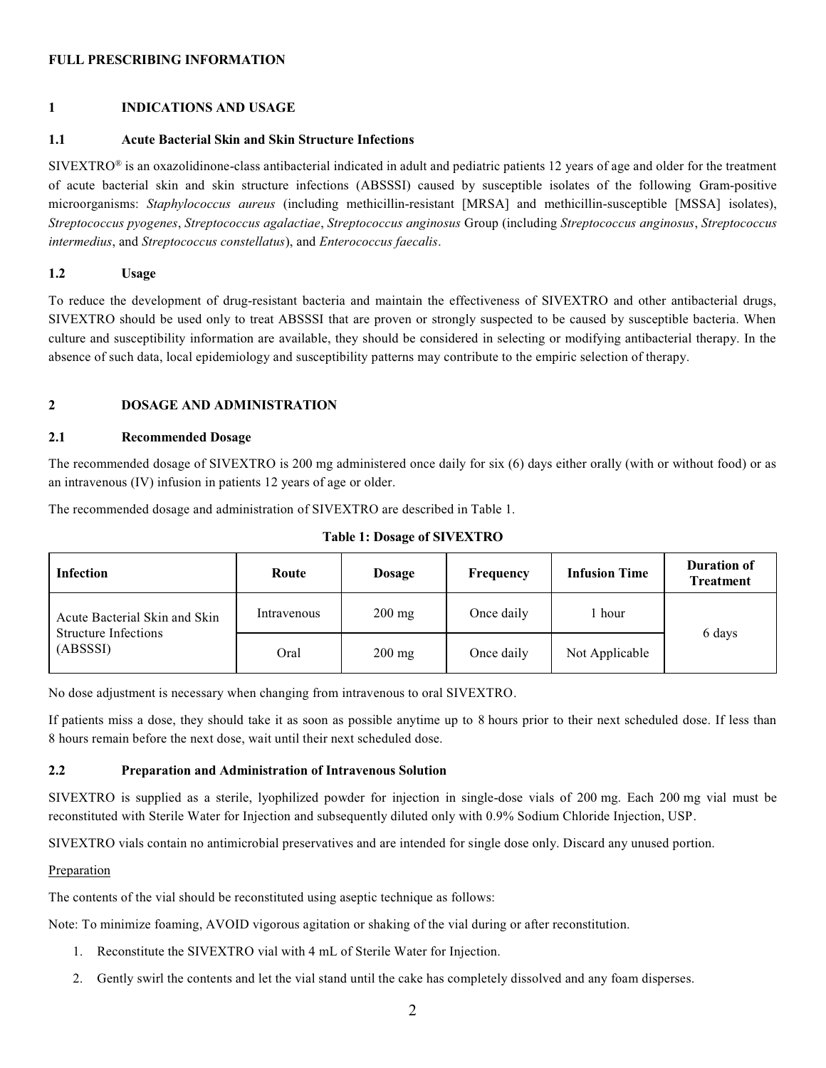# FULL PRESCRIBING INFORMATION

## 1 INDICATIONS AND USAGE

### 1.1 Acute Bacterial Skin and Skin Structure Infections

SIVEXTRO® is an oxazolidinone-class antibacterial indicated in adult and pediatric patients 12 years of age and older for the treatment of acute bacterial skin and skin structure infections (ABSSSI) caused by susceptible isolates of the following Gram-positive microorganisms: *Staphylococcus aureus* (including methicillin-resistant [MRSA] and methicillin-susceptible [MSSA] isolates), *Streptococcus pyogenes*, *Streptococcus agalactiae*, *Streptococcus anginosus* Group (including *Streptococcus anginosus*, *Streptococcus intermedius*, and *Streptococcus constellatus*), and *Enterococcus faecalis*.

### 1.2 Usage

To reduce the development of drug-resistant bacteria and maintain the effectiveness of SIVEXTRO and other antibacterial drugs, SIVEXTRO should be used only to treat ABSSSI that are proven or strongly suspected to be caused by susceptible bacteria. When culture and susceptibility information are available, they should be considered in selecting or modifying antibacterial therapy. In the absence of such data, local epidemiology and susceptibility patterns may contribute to the empiric selection of therapy.

## 2 DOSAGE AND ADMINISTRATION

### 2.1 Recommended Dosage

The recommended dosage of SIVEXTRO is 200 mg administered once daily for six (6) days either orally (with or without food) or as an intravenous (IV) infusion in patients 12 years of age or older.

The recommended dosage and administration of SIVEXTRO are described in Table 1.

**Table 1: Dosage of SIVEXTRO**

| Infection | Route | Dosage | Frequency | Infusion Time | Duration of Treatment |
|---|---|---|---|---|---|
| Acute Bacterial Skin and Skin Structure Infections (ABSSSI) | Intravenous | 200 mg | Once daily | 1 hour | 6 days |
| | Oral | 200 mg | Once daily | Not Applicable | |

No dose adjustment is necessary when changing from intravenous to oral SIVEXTRO.

If patients miss a dose, they should take it as soon as possible anytime up to 8 hours prior to their next scheduled dose. If less than 8 hours remain before the next dose, wait until their next scheduled dose.

### 2.2 Preparation and Administration of Intravenous Solution

SIVEXTRO is supplied as a sterile, lyophilized powder for injection in single-dose vials of 200 mg. Each 200 mg vial must be reconstituted with Sterile Water for Injection and subsequently diluted only with 0.9% Sodium Chloride Injection, USP.

SIVEXTRO vials contain no antimicrobial preservatives and are intended for single dose only. Discard any unused portion.

Preparation

The contents of the vial should be reconstituted using aseptic technique as follows:

Note: To minimize foaming, AVOID vigorous agitation or shaking of the vial during or after reconstitution.

1. Reconstitute the SIVEXTRO vial with 4 mL of Sterile Water for Injection.
2. Gently swirl the contents and let the vial stand until the cake has completely dissolved and any foam disperses.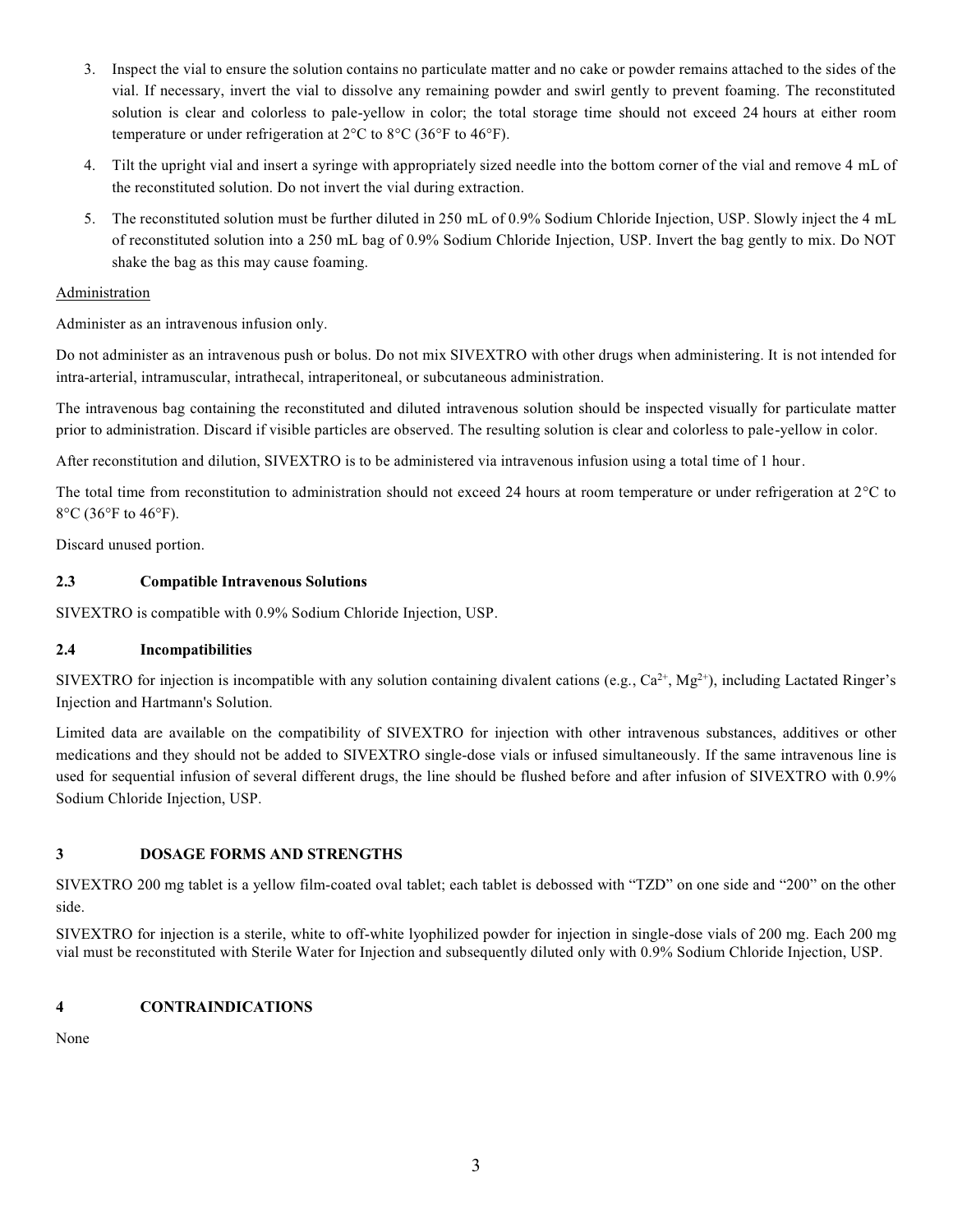3. Inspect the vial to ensure the solution contains no particulate matter and no cake or powder remains attached to the sides of the vial. If necessary, invert the vial to dissolve any remaining powder and swirl gently to prevent foaming. The reconstituted solution is clear and colorless to pale-yellow in color; the total storage time should not exceed 24 hours at either room temperature or under refrigeration at 2°C to 8°C (36°F to 46°F).
4. Tilt the upright vial and insert a syringe with appropriately sized needle into the bottom corner of the vial and remove 4 mL of the reconstituted solution. Do not invert the vial during extraction.
5. The reconstituted solution must be further diluted in 250 mL of 0.9% Sodium Chloride Injection, USP. Slowly inject the 4 mL of reconstituted solution into a 250 mL bag of 0.9% Sodium Chloride Injection, USP. Invert the bag gently to mix. Do NOT shake the bag as this may cause foaming.

Administration

Administer as an intravenous infusion only.

Do not administer as an intravenous push or bolus. Do not mix SIVEXTRO with other drugs when administering. It is not intended for intra-arterial, intramuscular, intrathecal, intraperitoneal, or subcutaneous administration.

The intravenous bag containing the reconstituted and diluted intravenous solution should be inspected visually for particulate matter prior to administration. Discard if visible particles are observed. The resulting solution is clear and colorless to pale-yellow in color.

After reconstitution and dilution, SIVEXTRO is to be administered via intravenous infusion using a total time of 1 hour.

The total time from reconstitution to administration should not exceed 24 hours at room temperature or under refrigeration at 2°C to 8°C (36°F to 46°F).

Discard unused portion.

### 2.3 Compatible Intravenous Solutions

SIVEXTRO is compatible with 0.9% Sodium Chloride Injection, USP.

### 2.4 Incompatibilities

SIVEXTRO for injection is incompatible with any solution containing divalent cations (e.g., $Ca^{2+}$, $Mg^{2+}$), including Lactated Ringer's Injection and Hartmann's Solution.

Limited data are available on the compatibility of SIVEXTRO for injection with other intravenous substances, additives or other medications and they should not be added to SIVEXTRO single-dose vials or infused simultaneously. If the same intravenous line is used for sequential infusion of several different drugs, the line should be flushed before and after infusion of SIVEXTRO with 0.9% Sodium Chloride Injection, USP.

## 3 DOSAGE FORMS AND STRENGTHS

SIVEXTRO 200 mg tablet is a yellow film-coated oval tablet; each tablet is debossed with "TZD" on one side and "200" on the other side.

SIVEXTRO for injection is a sterile, white to off-white lyophilized powder for injection in single-dose vials of 200 mg. Each 200 mg vial must be reconstituted with Sterile Water for Injection and subsequently diluted only with 0.9% Sodium Chloride Injection, USP.

## 4 CONTRAINDICATIONS

None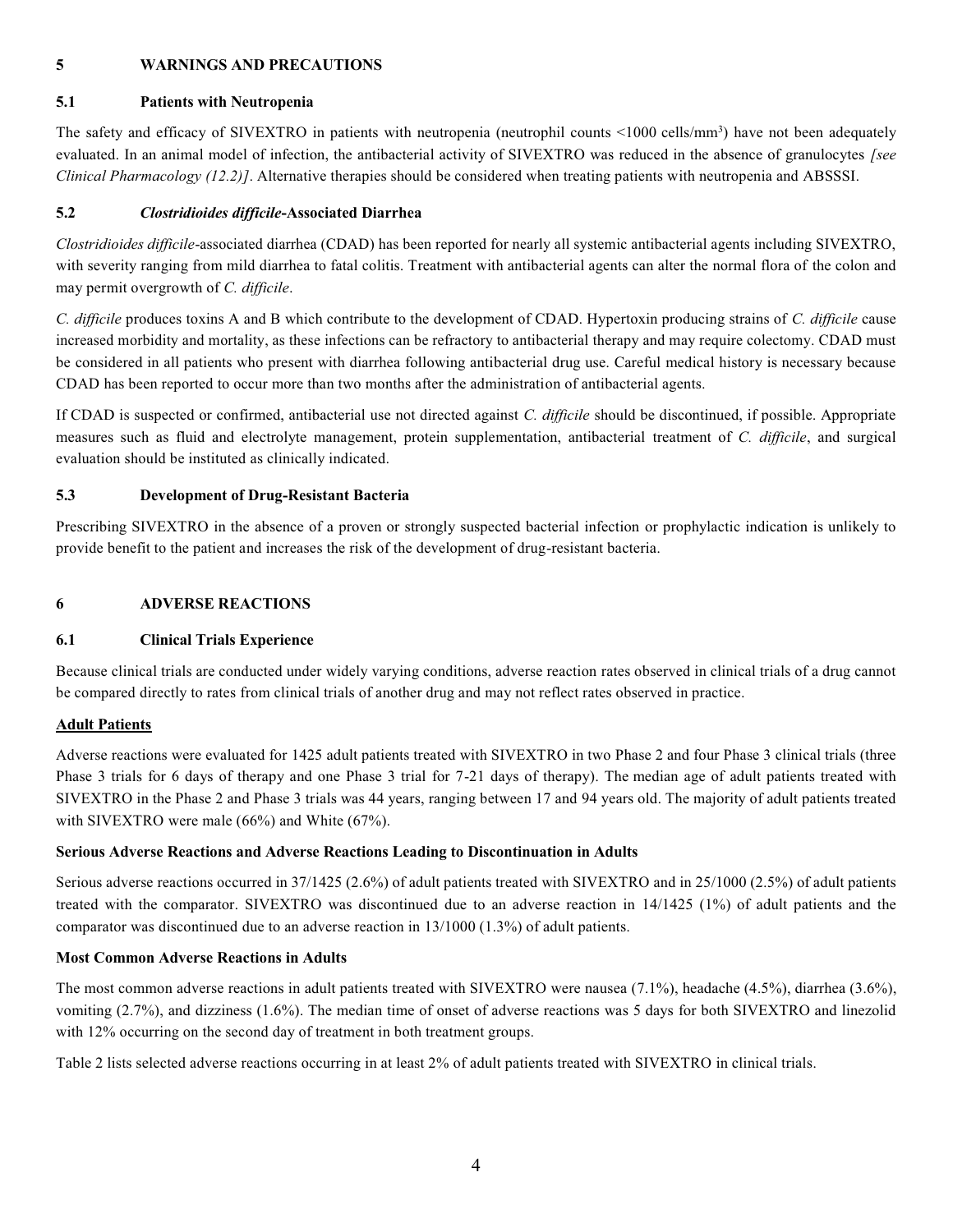## 5 WARNINGS AND PRECAUTIONS

### 5.1 Patients with Neutropenia

The safety and efficacy of SIVEXTRO in patients with neutropenia (neutrophil counts <1000 cells/mm$^3$) have not been adequately evaluated. In an animal model of infection, the antibacterial activity of SIVEXTRO was reduced in the absence of granulocytes *[see Clinical Pharmacology (12.2)]*. Alternative therapies should be considered when treating patients with neutropenia and ABSSSI.

### 5.2 *Clostridioides difficile*-Associated Diarrhea

*Clostridioides difficile*-associated diarrhea (CDAD) has been reported for nearly all systemic antibacterial agents including SIVEXTRO, with severity ranging from mild diarrhea to fatal colitis. Treatment with antibacterial agents can alter the normal flora of the colon and may permit overgrowth of *C. difficile*.

*C. difficile* produces toxins A and B which contribute to the development of CDAD. Hypertoxin producing strains of *C. difficile* cause increased morbidity and mortality, as these infections can be refractory to antibacterial therapy and may require colectomy. CDAD must be considered in all patients who present with diarrhea following antibacterial drug use. Careful medical history is necessary because CDAD has been reported to occur more than two months after the administration of antibacterial agents.

If CDAD is suspected or confirmed, antibacterial use not directed against *C. difficile* should be discontinued, if possible. Appropriate measures such as fluid and electrolyte management, protein supplementation, antibacterial treatment of *C. difficile*, and surgical evaluation should be instituted as clinically indicated.

### 5.3 Development of Drug-Resistant Bacteria

Prescribing SIVEXTRO in the absence of a proven or strongly suspected bacterial infection or prophylactic indication is unlikely to provide benefit to the patient and increases the risk of the development of drug-resistant bacteria.

## 6 ADVERSE REACTIONS

### 6.1 Clinical Trials Experience

Because clinical trials are conducted under widely varying conditions, adverse reaction rates observed in clinical trials of a drug cannot be compared directly to rates from clinical trials of another drug and may not reflect rates observed in practice.

**Adult Patients**

Adverse reactions were evaluated for 1425 adult patients treated with SIVEXTRO in two Phase 2 and four Phase 3 clinical trials (three Phase 3 trials for 6 days of therapy and one Phase 3 trial for 7-21 days of therapy). The median age of adult patients treated with SIVEXTRO in the Phase 2 and Phase 3 trials was 44 years, ranging between 17 and 94 years old. The majority of adult patients treated with SIVEXTRO were male (66%) and White (67%).

**Serious Adverse Reactions and Adverse Reactions Leading to Discontinuation in Adults**

Serious adverse reactions occurred in 37/1425 (2.6%) of adult patients treated with SIVEXTRO and in 25/1000 (2.5%) of adult patients treated with the comparator. SIVEXTRO was discontinued due to an adverse reaction in 14/1425 (1%) of adult patients and the comparator was discontinued due to an adverse reaction in 13/1000 (1.3%) of adult patients.

**Most Common Adverse Reactions in Adults**

The most common adverse reactions in adult patients treated with SIVEXTRO were nausea (7.1%), headache (4.5%), diarrhea (3.6%), vomiting (2.7%), and dizziness (1.6%). The median time of onset of adverse reactions was 5 days for both SIVEXTRO and linezolid with 12% occurring on the second day of treatment in both treatment groups.

Table 2 lists selected adverse reactions occurring in at least 2% of adult patients treated with SIVEXTRO in clinical trials.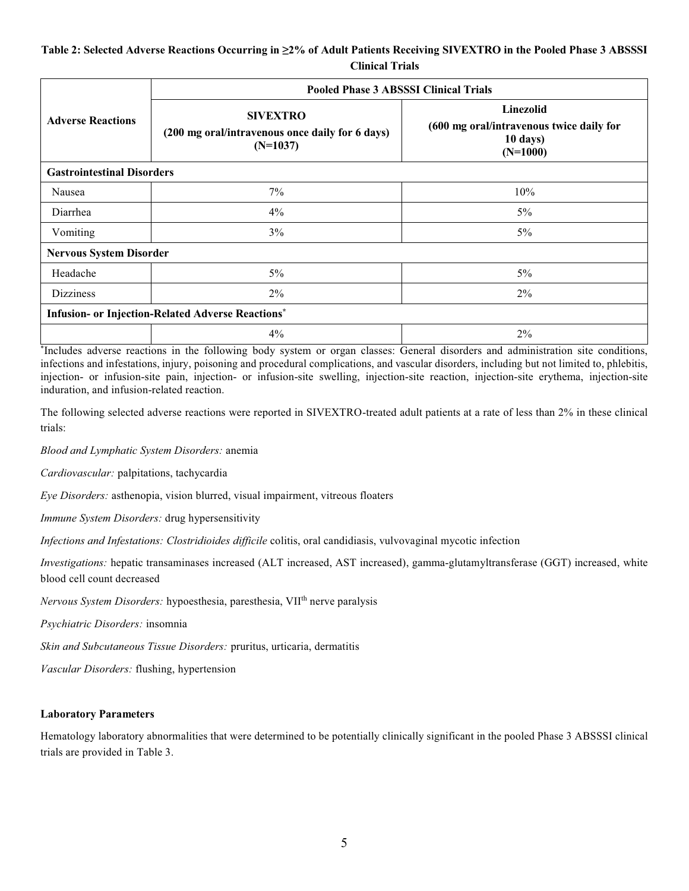**Table 2: Selected Adverse Reactions Occurring in ≥2% of Adult Patients Receiving SIVEXTRO in the Pooled Phase 3 ABSSSI Clinical Trials**

| Adverse Reactions | Pooled Phase 3 ABSSSI Clinical Trials | |
|---|---|---|
| | **SIVEXTRO (200 mg oral/intravenous once daily for 6 days) (N=1037)** | **Linezolid (600 mg oral/intravenous twice daily for 10 days) (N=1000)** |
| **Gastrointestinal Disorders** | | |
| Nausea | 7% | 10% |
| Diarrhea | 4% | 5% |
| Vomiting | 3% | 5% |
| **Nervous System Disorder** | | |
| Headache | 5% | 5% |
| Dizziness | 2% | 2% |
| **Infusion- or Injection-Related Adverse Reactions*** | | |
| | 4% | 2% |

*Includes adverse reactions in the following body system or organ classes: General disorders and administration site conditions, infections and infestations, injury, poisoning and procedural complications, and vascular disorders, including but not limited to, phlebitis, injection- or infusion-site pain, injection- or infusion-site swelling, injection-site reaction, injection-site erythema, injection-site induration, and infusion-related reaction.

The following selected adverse reactions were reported in SIVEXTRO-treated adult patients at a rate of less than 2% in these clinical trials:

*Blood and Lymphatic System Disorders:* anemia

*Cardiovascular:* palpitations, tachycardia

*Eye Disorders:* asthenopia, vision blurred, visual impairment, vitreous floaters

*Immune System Disorders:* drug hypersensitivity

*Infections and Infestations: Clostridioides difficile* colitis, oral candidiasis, vulvovaginal mycotic infection

*Investigations:* hepatic transaminases increased (ALT increased, AST increased), gamma-glutamyltransferase (GGT) increased, white blood cell count decreased

*Nervous System Disorders:* hypoesthesia, paresthesia, VII$^{th}$ nerve paralysis

*Psychiatric Disorders:* insomnia

*Skin and Subcutaneous Tissue Disorders:* pruritus, urticaria, dermatitis

*Vascular Disorders:* flushing, hypertension

**Laboratory Parameters**

Hematology laboratory abnormalities that were determined to be potentially clinically significant in the pooled Phase 3 ABSSSI clinical trials are provided in Table 3.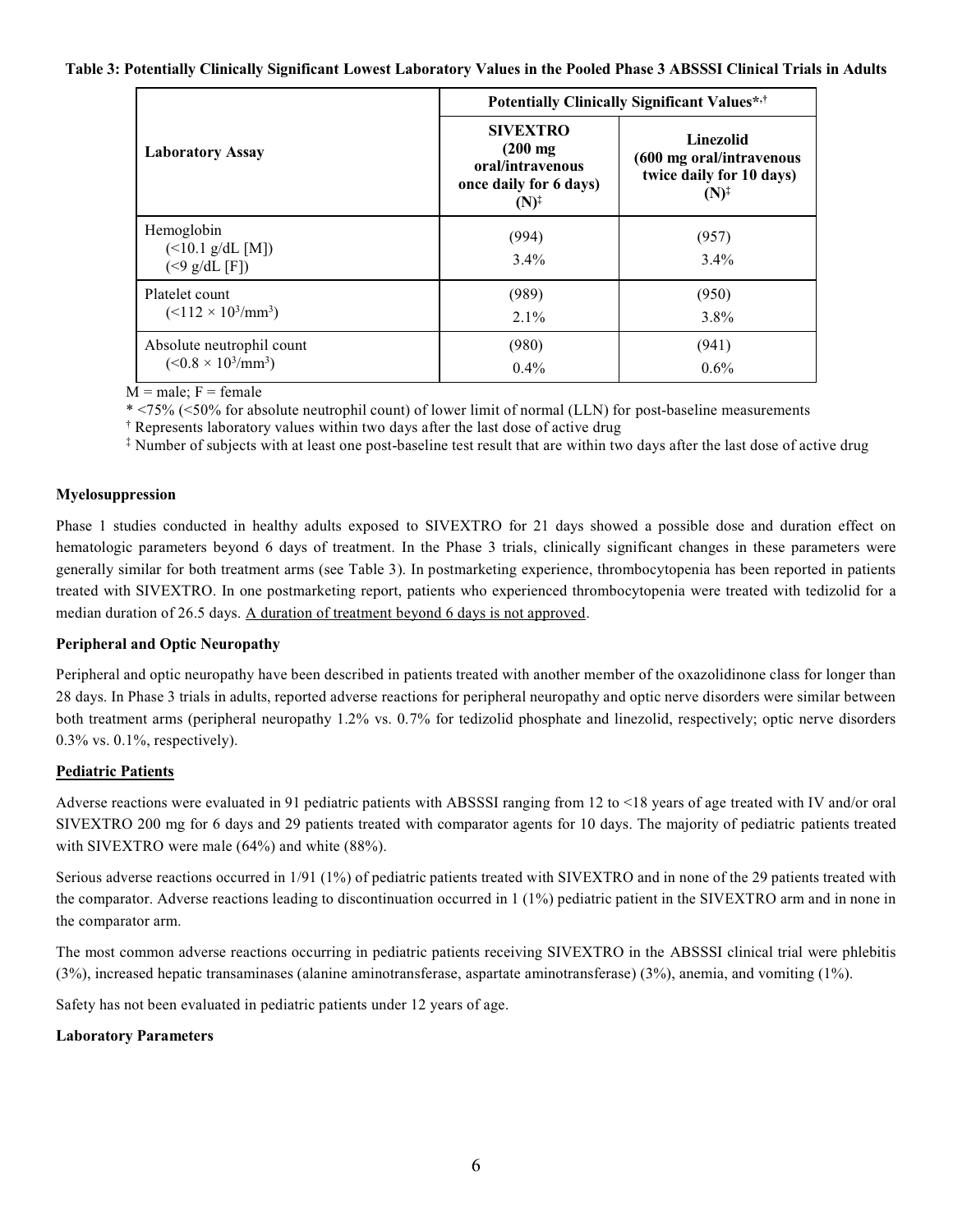**Table 3: Potentially Clinically Significant Lowest Laboratory Values in the Pooled Phase 3 ABSSSI Clinical Trials in Adults**

| Laboratory Assay | Potentially Clinically Significant Values*,† | |
|---|---|---|
| | **SIVEXTRO (200 mg oral/intravenous once daily for 6 days) (N)‡** | **Linezolid (600 mg oral/intravenous twice daily for 10 days) (N)‡** |
| Hemoglobin (<10.1 g/dL [M]) (<9 g/dL [F]) | (994) 3.4% | (957) 3.4% |
| Platelet count (<112 × $10^3$/mm$^3$) | (989) 2.1% | (950) 3.8% |
| Absolute neutrophil count (<0.8 × $10^3$/mm$^3$) | (980) 0.4% | (941) 0.6% |

M = male; F = female

* <75% (<50% for absolute neutrophil count) of lower limit of normal (LLN) for post-baseline measurements

† Represents laboratory values within two days after the last dose of active drug

‡ Number of subjects with at least one post-baseline test result that are within two days after the last dose of active drug

**Myelosuppression**

Phase 1 studies conducted in healthy adults exposed to SIVEXTRO for 21 days showed a possible dose and duration effect on hematologic parameters beyond 6 days of treatment. In the Phase 3 trials, clinically significant changes in these parameters were generally similar for both treatment arms (see Table 3). In postmarketing experience, thrombocytopenia has been reported in patients treated with SIVEXTRO. In one postmarketing report, patients who experienced thrombocytopenia were treated with tedizolid for a median duration of 26.5 days. A duration of treatment beyond 6 days is not approved.

**Peripheral and Optic Neuropathy**

Peripheral and optic neuropathy have been described in patients treated with another member of the oxazolidinone class for longer than 28 days. In Phase 3 trials in adults, reported adverse reactions for peripheral neuropathy and optic nerve disorders were similar between both treatment arms (peripheral neuropathy 1.2% vs. 0.7% for tedizolid phosphate and linezolid, respectively; optic nerve disorders 0.3% vs. 0.1%, respectively).

**Pediatric Patients**

Adverse reactions were evaluated in 91 pediatric patients with ABSSSI ranging from 12 to <18 years of age treated with IV and/or oral SIVEXTRO 200 mg for 6 days and 29 patients treated with comparator agents for 10 days. The majority of pediatric patients treated with SIVEXTRO were male (64%) and white (88%).

Serious adverse reactions occurred in 1/91 (1%) of pediatric patients treated with SIVEXTRO and in none of the 29 patients treated with the comparator. Adverse reactions leading to discontinuation occurred in 1 (1%) pediatric patient in the SIVEXTRO arm and in none in the comparator arm.

The most common adverse reactions occurring in pediatric patients receiving SIVEXTRO in the ABSSSI clinical trial were phlebitis (3%), increased hepatic transaminases (alanine aminotransferase, aspartate aminotransferase) (3%), anemia, and vomiting (1%).

Safety has not been evaluated in pediatric patients under 12 years of age.

**Laboratory Parameters**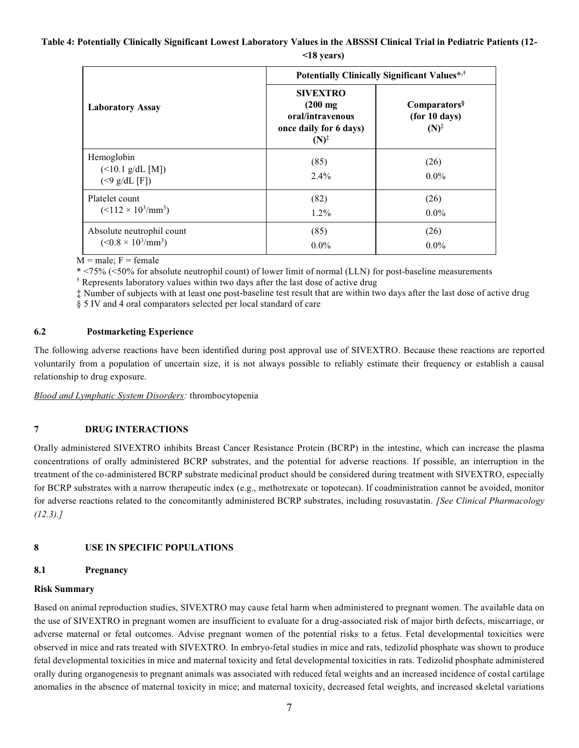**Table 4: Potentially Clinically Significant Lowest Laboratory Values in the ABSSSI Clinical Trial in Pediatric Patients (12-<18 years)**

| Laboratory Assay | Potentially Clinically Significant Values*,† | |
|---|---|---|
| | **SIVEXTRO (200 mg oral/intravenous once daily for 6 days) (N)‡** | **Comparators§ (for 10 days) (N)‡** |
| Hemoglobin (<10.1 g/dL [M]) (<9 g/dL [F]) | (85) 2.4% | (26) 0.0% |
| Platelet count (<112 × $10^3$/mm$^3$) | (82) 1.2% | (26) 0.0% |
| Absolute neutrophil count (<0.8 × $10^3$/mm$^3$) | (85) 0.0% | (26) 0.0% |

M = male; F = female

* <75% (<50% for absolute neutrophil count) of lower limit of normal (LLN) for post-baseline measurements

† Represents laboratory values within two days after the last dose of active drug

‡ Number of subjects with at least one post-baseline test result that are within two days after the last dose of active drug

§ 5 IV and 4 oral comparators selected per local standard of care

### 6.2 Postmarketing Experience

The following adverse reactions have been identified during post approval use of SIVEXTRO. Because these reactions are reported voluntarily from a population of uncertain size, it is not always possible to reliably estimate their frequency or establish a causal relationship to drug exposure.

*Blood and Lymphatic System Disorders:* thrombocytopenia

## 7 DRUG INTERACTIONS

Orally administered SIVEXTRO inhibits Breast Cancer Resistance Protein (BCRP) in the intestine, which can increase the plasma concentrations of orally administered BCRP substrates, and the potential for adverse reactions. If possible, an interruption in the treatment of the co-administered BCRP substrate medicinal product should be considered during treatment with SIVEXTRO, especially for BCRP substrates with a narrow therapeutic index (e.g., methotrexate or topotecan). If coadministration cannot be avoided, monitor for adverse reactions related to the concomitantly administered BCRP substrates, including rosuvastatin. *[See Clinical Pharmacology (12.3).]*

## 8 USE IN SPECIFIC POPULATIONS

### 8.1 Pregnancy

**Risk Summary**

Based on animal reproduction studies, SIVEXTRO may cause fetal harm when administered to pregnant women. The available data on the use of SIVEXTRO in pregnant women are insufficient to evaluate for a drug-associated risk of major birth defects, miscarriage, or adverse maternal or fetal outcomes. Advise pregnant women of the potential risks to a fetus. Fetal developmental toxicities were observed in mice and rats treated with SIVEXTRO. In embryo-fetal studies in mice and rats, tedizolid phosphate was shown to produce fetal developmental toxicities in mice and maternal toxicity and fetal developmental toxicities in rats. Tedizolid phosphate administered orally during organogenesis to pregnant animals was associated with reduced fetal weights and an increased incidence of costal cartilage anomalies in the absence of maternal toxicity in mice; and maternal toxicity, decreased fetal weights, and increased skeletal variations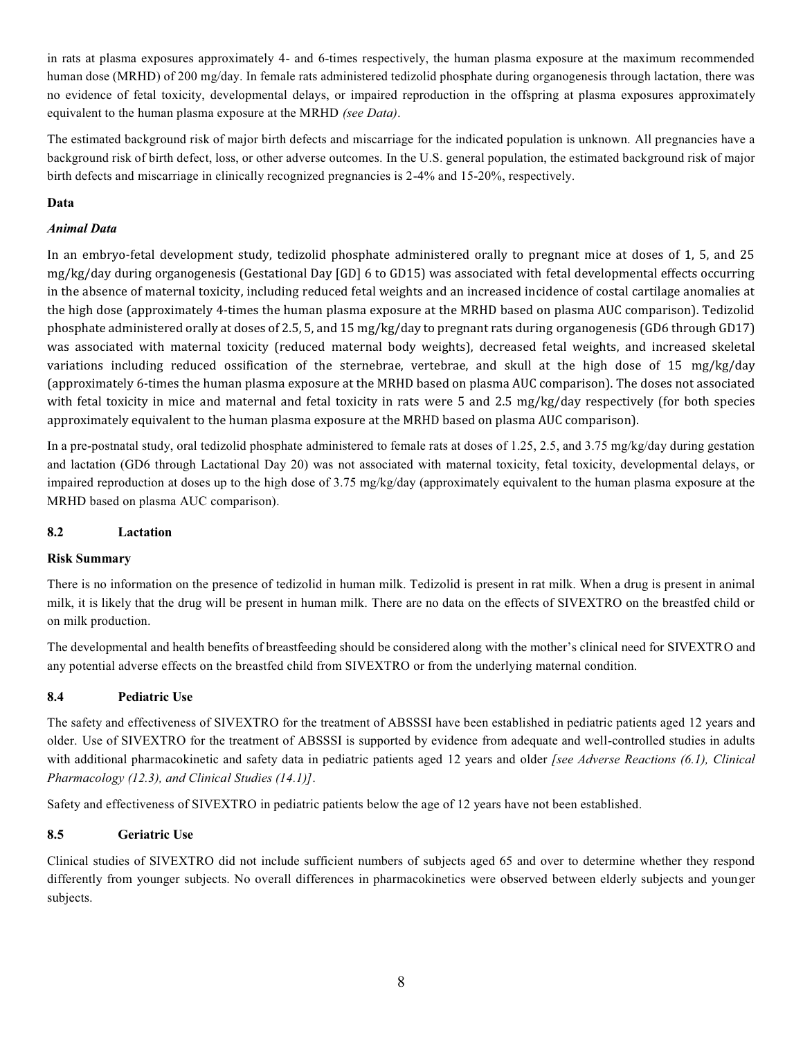in rats at plasma exposures approximately 4- and 6-times respectively, the human plasma exposure at the maximum recommended human dose (MRHD) of 200 mg/day. In female rats administered tedizolid phosphate during organogenesis through lactation, there was no evidence of fetal toxicity, developmental delays, or impaired reproduction in the offspring at plasma exposures approximately equivalent to the human plasma exposure at the MRHD *(see Data)*.

The estimated background risk of major birth defects and miscarriage for the indicated population is unknown. All pregnancies have a background risk of birth defect, loss, or other adverse outcomes. In the U.S. general population, the estimated background risk of major birth defects and miscarriage in clinically recognized pregnancies is 2-4% and 15-20%, respectively.

**Data**

***Animal Data***

In an embryo-fetal development study, tedizolid phosphate administered orally to pregnant mice at doses of 1, 5, and 25 mg/kg/day during organogenesis (Gestational Day [GD] 6 to GD15) was associated with fetal developmental effects occurring in the absence of maternal toxicity, including reduced fetal weights and an increased incidence of costal cartilage anomalies at the high dose (approximately 4-times the human plasma exposure at the MRHD based on plasma AUC comparison). Tedizolid phosphate administered orally at doses of 2.5, 5, and 15 mg/kg/day to pregnant rats during organogenesis (GD6 through GD17) was associated with maternal toxicity (reduced maternal body weights), decreased fetal weights, and increased skeletal variations including reduced ossification of the sternebrae, vertebrae, and skull at the high dose of 15 mg/kg/day (approximately 6-times the human plasma exposure at the MRHD based on plasma AUC comparison). The doses not associated with fetal toxicity in mice and maternal and fetal toxicity in rats were 5 and 2.5 mg/kg/day respectively (for both species approximately equivalent to the human plasma exposure at the MRHD based on plasma AUC comparison).

In a pre-postnatal study, oral tedizolid phosphate administered to female rats at doses of 1.25, 2.5, and 3.75 mg/kg/day during gestation and lactation (GD6 through Lactational Day 20) was not associated with maternal toxicity, fetal toxicity, developmental delays, or impaired reproduction at doses up to the high dose of 3.75 mg/kg/day (approximately equivalent to the human plasma exposure at the MRHD based on plasma AUC comparison).

### 8.2 Lactation

**Risk Summary**

There is no information on the presence of tedizolid in human milk. Tedizolid is present in rat milk. When a drug is present in animal milk, it is likely that the drug will be present in human milk. There are no data on the effects of SIVEXTRO on the breastfed child or on milk production.

The developmental and health benefits of breastfeeding should be considered along with the mother's clinical need for SIVEXTRO and any potential adverse effects on the breastfed child from SIVEXTRO or from the underlying maternal condition.

### 8.4 Pediatric Use

The safety and effectiveness of SIVEXTRO for the treatment of ABSSSI have been established in pediatric patients aged 12 years and older. Use of SIVEXTRO for the treatment of ABSSSI is supported by evidence from adequate and well-controlled studies in adults with additional pharmacokinetic and safety data in pediatric patients aged 12 years and older *[see Adverse Reactions (6.1), Clinical Pharmacology (12.3), and Clinical Studies (14.1)]*.

Safety and effectiveness of SIVEXTRO in pediatric patients below the age of 12 years have not been established.

### 8.5 Geriatric Use

Clinical studies of SIVEXTRO did not include sufficient numbers of subjects aged 65 and over to determine whether they respond differently from younger subjects. No overall differences in pharmacokinetics were observed between elderly subjects and younger subjects.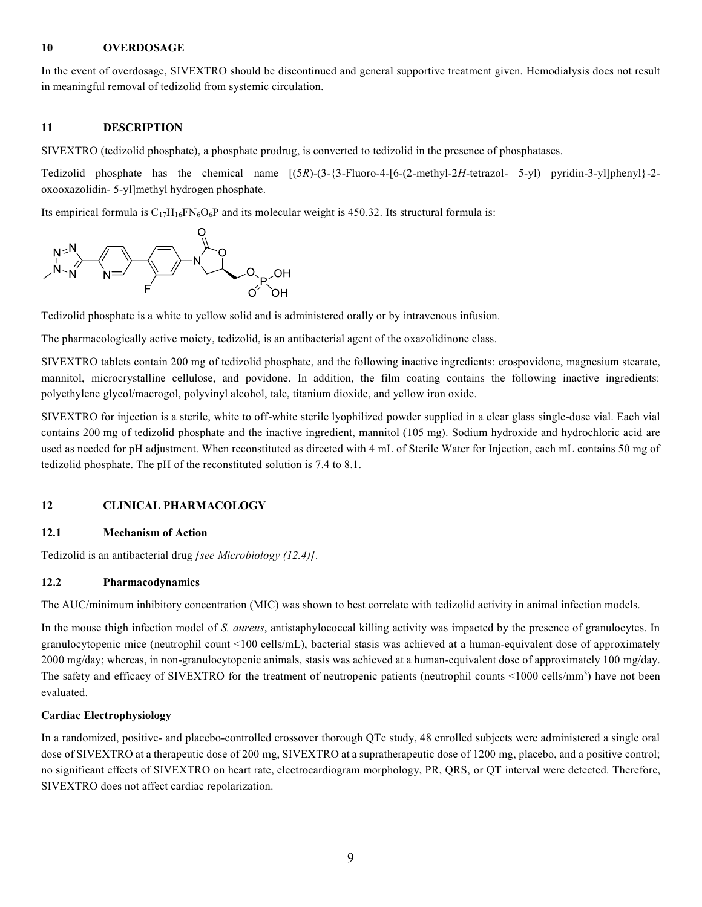## 10 OVERDOSAGE

In the event of overdosage, SIVEXTRO should be discontinued and general supportive treatment given. Hemodialysis does not result in meaningful removal of tedizolid from systemic circulation.

## 11 DESCRIPTION

SIVEXTRO (tedizolid phosphate), a phosphate prodrug, is converted to tedizolid in the presence of phosphatases.

Tedizolid phosphate has the chemical name [(5*R*)-(3-{3-Fluoro-4-[6-(2-methyl-2*H*-tetrazol- 5-yl) pyridin-3-yl]phenyl}-2-oxooxazolidin- 5-yl]methyl hydrogen phosphate.

Its empirical formula is $C_{17}H_{16}FN_6O_6P$ and its molecular weight is 450.32. Its structural formula is:

Tedizolid phosphate is a white to yellow solid and is administered orally or by intravenous infusion.

The pharmacologically active moiety, tedizolid, is an antibacterial agent of the oxazolidinone class.

SIVEXTRO tablets contain 200 mg of tedizolid phosphate, and the following inactive ingredients: crospovidone, magnesium stearate, mannitol, microcrystalline cellulose, and povidone. In addition, the film coating contains the following inactive ingredients: polyethylene glycol/macrogol, polyvinyl alcohol, talc, titanium dioxide, and yellow iron oxide.

SIVEXTRO for injection is a sterile, white to off-white sterile lyophilized powder supplied in a clear glass single-dose vial. Each vial contains 200 mg of tedizolid phosphate and the inactive ingredient, mannitol (105 mg). Sodium hydroxide and hydrochloric acid are used as needed for pH adjustment. When reconstituted as directed with 4 mL of Sterile Water for Injection, each mL contains 50 mg of tedizolid phosphate. The pH of the reconstituted solution is 7.4 to 8.1.

## 12 CLINICAL PHARMACOLOGY

### 12.1 Mechanism of Action

Tedizolid is an antibacterial drug *[see Microbiology (12.4)]*.

### 12.2 Pharmacodynamics

The AUC/minimum inhibitory concentration (MIC) was shown to best correlate with tedizolid activity in animal infection models.

In the mouse thigh infection model of *S. aureus*, antistaphylococcal killing activity was impacted by the presence of granulocytes. In granulocytopenic mice (neutrophil count <100 cells/mL), bacterial stasis was achieved at a human-equivalent dose of approximately 2000 mg/day; whereas, in non-granulocytopenic animals, stasis was achieved at a human-equivalent dose of approximately 100 mg/day. The safety and efficacy of SIVEXTRO for the treatment of neutropenic patients (neutrophil counts <1000 cells/$mm^3$) have not been evaluated.

**Cardiac Electrophysiology**

In a randomized, positive- and placebo-controlled crossover thorough QTc study, 48 enrolled subjects were administered a single oral dose of SIVEXTRO at a therapeutic dose of 200 mg, SIVEXTRO at a supratherapeutic dose of 1200 mg, placebo, and a positive control; no significant effects of SIVEXTRO on heart rate, electrocardiogram morphology, PR, QRS, or QT interval were detected. Therefore, SIVEXTRO does not affect cardiac repolarization.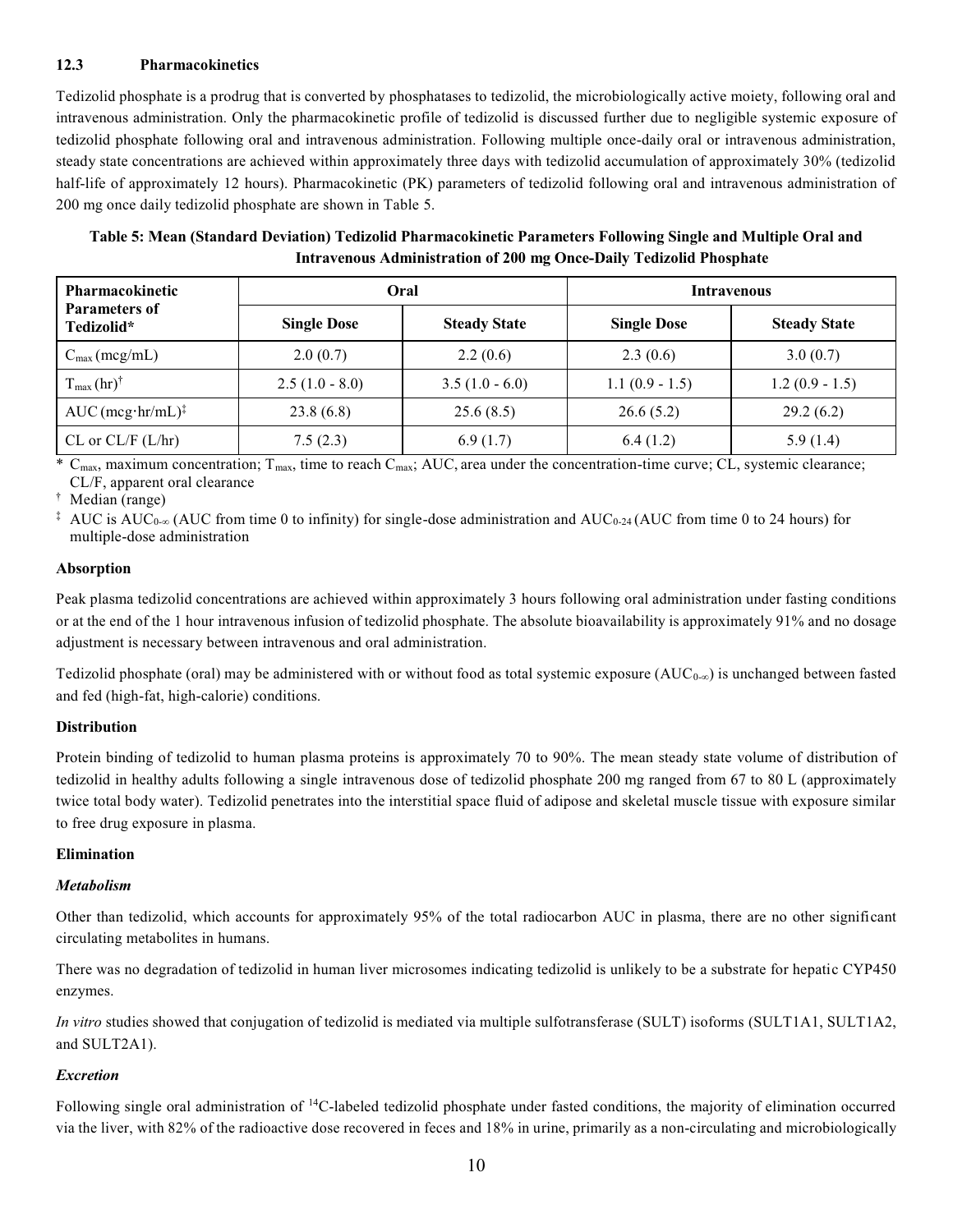### 12.3 Pharmacokinetics

Tedizolid phosphate is a prodrug that is converted by phosphatases to tedizolid, the microbiologically active moiety, following oral and intravenous administration. Only the pharmacokinetic profile of tedizolid is discussed further due to negligible systemic exposure of tedizolid phosphate following oral and intravenous administration. Following multiple once-daily oral or intravenous administration, steady state concentrations are achieved within approximately three days with tedizolid accumulation of approximately 30% (tedizolid half-life of approximately 12 hours). Pharmacokinetic (PK) parameters of tedizolid following oral and intravenous administration of 200 mg once daily tedizolid phosphate are shown in Table 5.

**Table 5: Mean (Standard Deviation) Tedizolid Pharmacokinetic Parameters Following Single and Multiple Oral and Intravenous Administration of 200 mg Once-Daily Tedizolid Phosphate**

| Pharmacokinetic Parameters of Tedizolid* | Oral | | Intravenous | |
|---|---|---|---|---|
| | Single Dose | Steady State | Single Dose | Steady State |
| $C_{max}$ (mcg/mL) | 2.0 (0.7) | 2.2 (0.6) | 2.3 (0.6) | 3.0 (0.7) |
| $T_{max}$ (hr)† | 2.5 (1.0 - 8.0) | 3.5 (1.0 - 6.0) | 1.1 (0.9 - 1.5) | 1.2 (0.9 - 1.5) |
| AUC (mcg·hr/mL)‡ | 23.8 (6.8) | 25.6 (8.5) | 26.6 (5.2) | 29.2 (6.2) |
| CL or CL/F (L/hr) | 7.5 (2.3) | 6.9 (1.7) | 6.4 (1.2) | 5.9 (1.4) |

\* $C_{max}$, maximum concentration; $T_{max}$, time to reach $C_{max}$; AUC, area under the concentration-time curve; CL, systemic clearance; CL/F, apparent oral clearance

† Median (range)

‡ AUC is $AUC_{0-\infty}$ (AUC from time 0 to infinity) for single-dose administration and $AUC_{0-24}$ (AUC from time 0 to 24 hours) for multiple-dose administration

#### Absorption

Peak plasma tedizolid concentrations are achieved within approximately 3 hours following oral administration under fasting conditions or at the end of the 1 hour intravenous infusion of tedizolid phosphate. The absolute bioavailability is approximately 91% and no dosage adjustment is necessary between intravenous and oral administration.

Tedizolid phosphate (oral) may be administered with or without food as total systemic exposure ($AUC_{0-\infty}$) is unchanged between fasted and fed (high-fat, high-calorie) conditions.

#### Distribution

Protein binding of tedizolid to human plasma proteins is approximately 70 to 90%. The mean steady state volume of distribution of tedizolid in healthy adults following a single intravenous dose of tedizolid phosphate 200 mg ranged from 67 to 80 L (approximately twice total body water). Tedizolid penetrates into the interstitial space fluid of adipose and skeletal muscle tissue with exposure similar to free drug exposure in plasma.

#### Elimination

##### *Metabolism*

Other than tedizolid, which accounts for approximately 95% of the total radiocarbon AUC in plasma, there are no other significant circulating metabolites in humans.

There was no degradation of tedizolid in human liver microsomes indicating tedizolid is unlikely to be a substrate for hepatic CYP450 enzymes.

*In vitro* studies showed that conjugation of tedizolid is mediated via multiple sulfotransferase (SULT) isoforms (SULT1A1, SULT1A2, and SULT2A1).

##### *Excretion*

Following single oral administration of $^{14}$C-labeled tedizolid phosphate under fasted conditions, the majority of elimination occurred via the liver, with 82% of the radioactive dose recovered in feces and 18% in urine, primarily as a non-circulating and microbiologically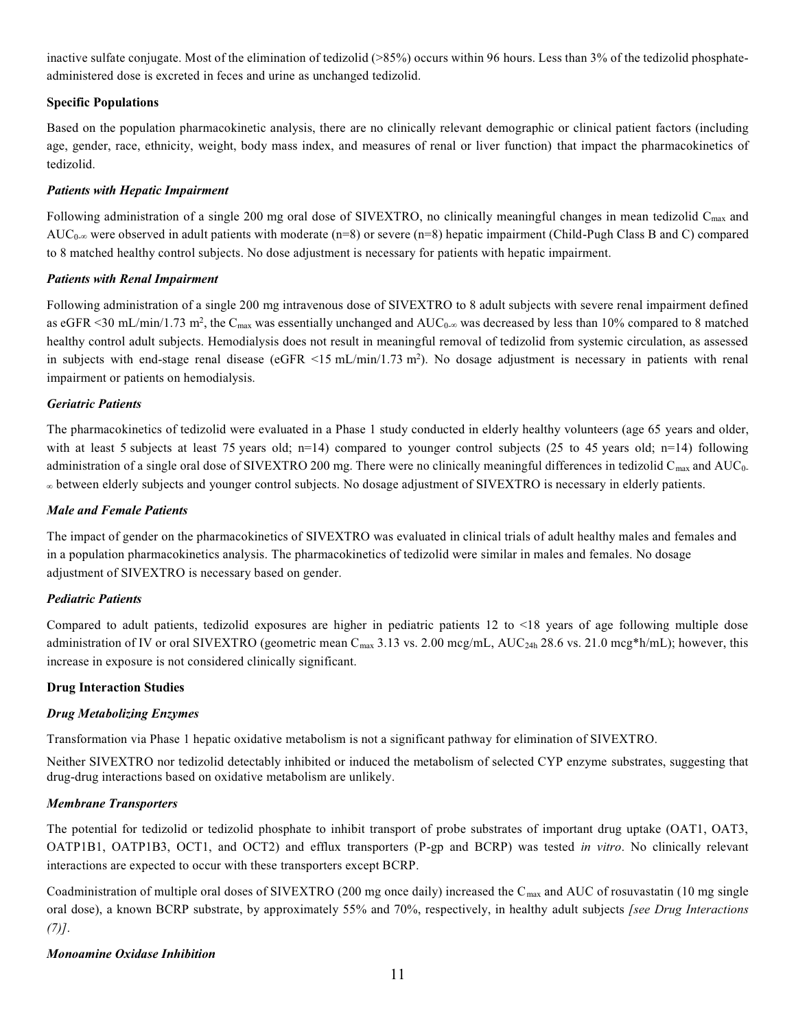inactive sulfate conjugate. Most of the elimination of tedizolid (>85%) occurs within 96 hours. Less than 3% of the tedizolid phosphate-administered dose is excreted in feces and urine as unchanged tedizolid.

**Specific Populations**

Based on the population pharmacokinetic analysis, there are no clinically relevant demographic or clinical patient factors (including age, gender, race, ethnicity, weight, body mass index, and measures of renal or liver function) that impact the pharmacokinetics of tedizolid.

***Patients with Hepatic Impairment***

Following administration of a single 200 mg oral dose of SIVEXTRO, no clinically meaningful changes in mean tedizolid $C_{max}$ and $AUC_{0-\infty}$ were observed in adult patients with moderate (n=8) or severe (n=8) hepatic impairment (Child-Pugh Class B and C) compared to 8 matched healthy control subjects. No dose adjustment is necessary for patients with hepatic impairment.

***Patients with Renal Impairment***

Following administration of a single 200 mg intravenous dose of SIVEXTRO to 8 adult subjects with severe renal impairment defined as eGFR <30 mL/min/1.73 $m^2$, the $C_{max}$ was essentially unchanged and $AUC_{0-\infty}$ was decreased by less than 10% compared to 8 matched healthy control adult subjects. Hemodialysis does not result in meaningful removal of tedizolid from systemic circulation, as assessed in subjects with end-stage renal disease (eGFR <15 mL/min/1.73 $m^2$). No dosage adjustment is necessary in patients with renal impairment or patients on hemodialysis.

***Geriatric Patients***

The pharmacokinetics of tedizolid were evaluated in a Phase 1 study conducted in elderly healthy volunteers (age 65 years and older, with at least 5 subjects at least 75 years old; n=14) compared to younger control subjects (25 to 45 years old; n=14) following administration of a single oral dose of SIVEXTRO 200 mg. There were no clinically meaningful differences in tedizolid $C_{max}$ and $AUC_{0-\infty}$ between elderly subjects and younger control subjects. No dosage adjustment of SIVEXTRO is necessary in elderly patients.

***Male and Female Patients***

The impact of gender on the pharmacokinetics of SIVEXTRO was evaluated in clinical trials of adult healthy males and females and in a population pharmacokinetics analysis. The pharmacokinetics of tedizolid were similar in males and females. No dosage adjustment of SIVEXTRO is necessary based on gender.

***Pediatric Patients***

Compared to adult patients, tedizolid exposures are higher in pediatric patients 12 to <18 years of age following multiple dose administration of IV or oral SIVEXTRO (geometric mean $C_{max}$ 3.13 vs. 2.00 mcg/mL, $AUC_{24h}$ 28.6 vs. 21.0 mcg*h/mL); however, this increase in exposure is not considered clinically significant.

**Drug Interaction Studies**

***Drug Metabolizing Enzymes***

Transformation via Phase 1 hepatic oxidative metabolism is not a significant pathway for elimination of SIVEXTRO.

Neither SIVEXTRO nor tedizolid detectably inhibited or induced the metabolism of selected CYP enzyme substrates, suggesting that drug-drug interactions based on oxidative metabolism are unlikely.

***Membrane Transporters***

The potential for tedizolid or tedizolid phosphate to inhibit transport of probe substrates of important drug uptake (OAT1, OAT3, OATP1B1, OATP1B3, OCT1, and OCT2) and efflux transporters (P-gp and BCRP) was tested *in vitro*. No clinically relevant interactions are expected to occur with these transporters except BCRP.

Coadministration of multiple oral doses of SIVEXTRO (200 mg once daily) increased the $C_{max}$ and AUC of rosuvastatin (10 mg single oral dose), a known BCRP substrate, by approximately 55% and 70%, respectively, in healthy adult subjects *[see Drug Interactions (7)]*.

***Monoamine Oxidase Inhibition***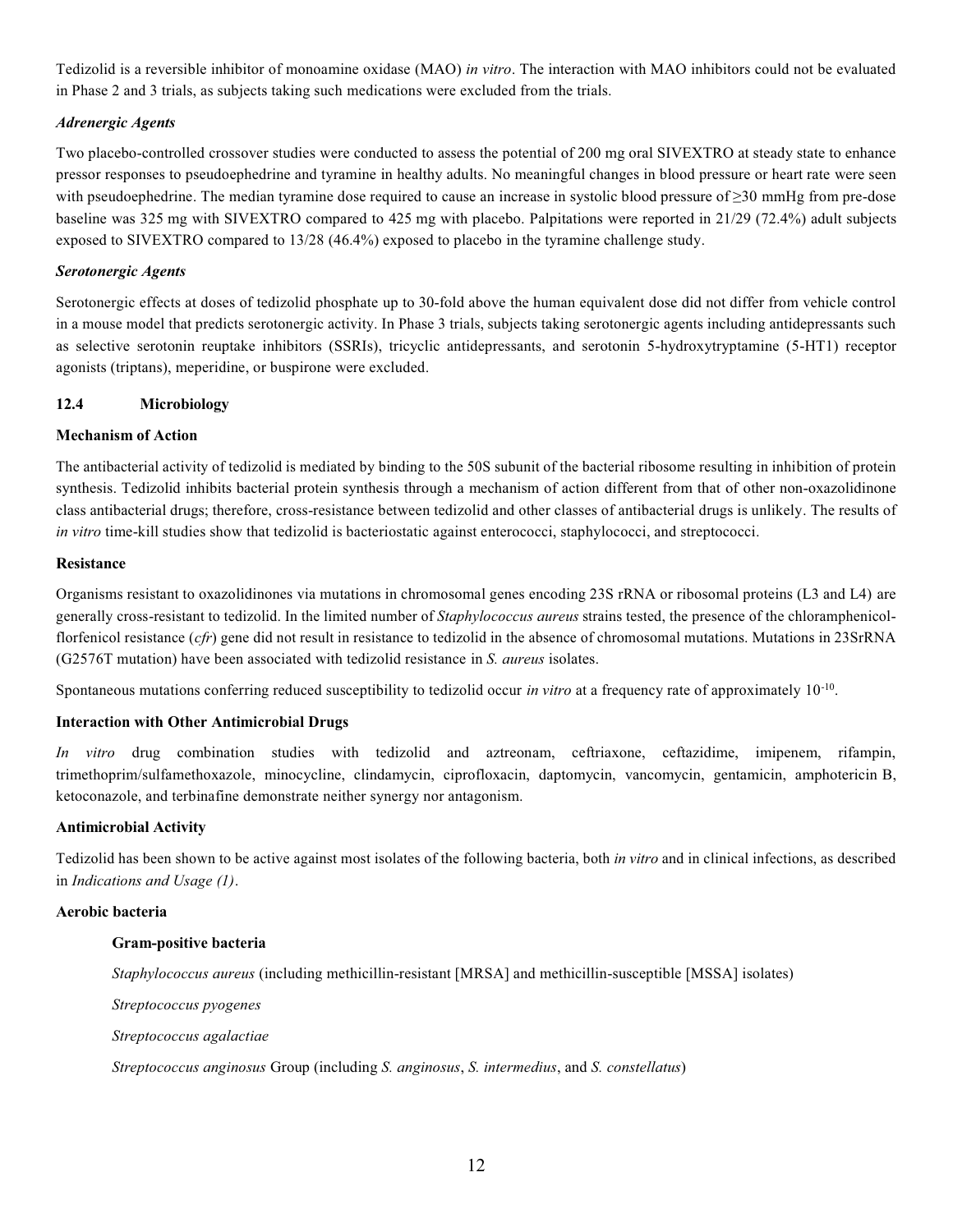Tedizolid is a reversible inhibitor of monoamine oxidase (MAO) *in vitro*. The interaction with MAO inhibitors could not be evaluated in Phase 2 and 3 trials, as subjects taking such medications were excluded from the trials.

***Adrenergic Agents***

Two placebo-controlled crossover studies were conducted to assess the potential of 200 mg oral SIVEXTRO at steady state to enhance pressor responses to pseudoephedrine and tyramine in healthy adults. No meaningful changes in blood pressure or heart rate were seen with pseudoephedrine. The median tyramine dose required to cause an increase in systolic blood pressure of ≥30 mmHg from pre-dose baseline was 325 mg with SIVEXTRO compared to 425 mg with placebo. Palpitations were reported in 21/29 (72.4%) adult subjects exposed to SIVEXTRO compared to 13/28 (46.4%) exposed to placebo in the tyramine challenge study.

***Serotonergic Agents***

Serotonergic effects at doses of tedizolid phosphate up to 30-fold above the human equivalent dose did not differ from vehicle control in a mouse model that predicts serotonergic activity. In Phase 3 trials, subjects taking serotonergic agents including antidepressants such as selective serotonin reuptake inhibitors (SSRIs), tricyclic antidepressants, and serotonin 5-hydroxytryptamine (5-HT1) receptor agonists (triptans), meperidine, or buspirone were excluded.

### 12.4 Microbiology

**Mechanism of Action**

The antibacterial activity of tedizolid is mediated by binding to the 50S subunit of the bacterial ribosome resulting in inhibition of protein synthesis. Tedizolid inhibits bacterial protein synthesis through a mechanism of action different from that of other non-oxazolidinone class antibacterial drugs; therefore, cross-resistance between tedizolid and other classes of antibacterial drugs is unlikely. The results of *in vitro* time-kill studies show that tedizolid is bacteriostatic against enterococci, staphylococci, and streptococci.

**Resistance**

Organisms resistant to oxazolidinones via mutations in chromosomal genes encoding 23S rRNA or ribosomal proteins (L3 and L4) are generally cross-resistant to tedizolid. In the limited number of *Staphylococcus aureus* strains tested, the presence of the chloramphenicol-florfenicol resistance (*cfr*) gene did not result in resistance to tedizolid in the absence of chromosomal mutations. Mutations in 23SrRNA (G2576T mutation) have been associated with tedizolid resistance in *S. aureus* isolates.

Spontaneous mutations conferring reduced susceptibility to tedizolid occur *in vitro* at a frequency rate of approximately $10^{-10}$.

**Interaction with Other Antimicrobial Drugs**

*In vitro* drug combination studies with tedizolid and aztreonam, ceftriaxone, ceftazidime, imipenem, rifampin, trimethoprim/sulfamethoxazole, minocycline, clindamycin, ciprofloxacin, daptomycin, vancomycin, gentamicin, amphotericin B, ketoconazole, and terbinafine demonstrate neither synergy nor antagonism.

**Antimicrobial Activity**

Tedizolid has been shown to be active against most isolates of the following bacteria, both *in vitro* and in clinical infections, as described in *Indications and Usage (1)*.

**Aerobic bacteria**

**Gram-positive bacteria**

*Staphylococcus aureus* (including methicillin-resistant [MRSA] and methicillin-susceptible [MSSA] isolates)

*Streptococcus pyogenes*

*Streptococcus agalactiae*

*Streptococcus anginosus* Group (including *S. anginosus*, *S. intermedius*, and *S. constellatus*)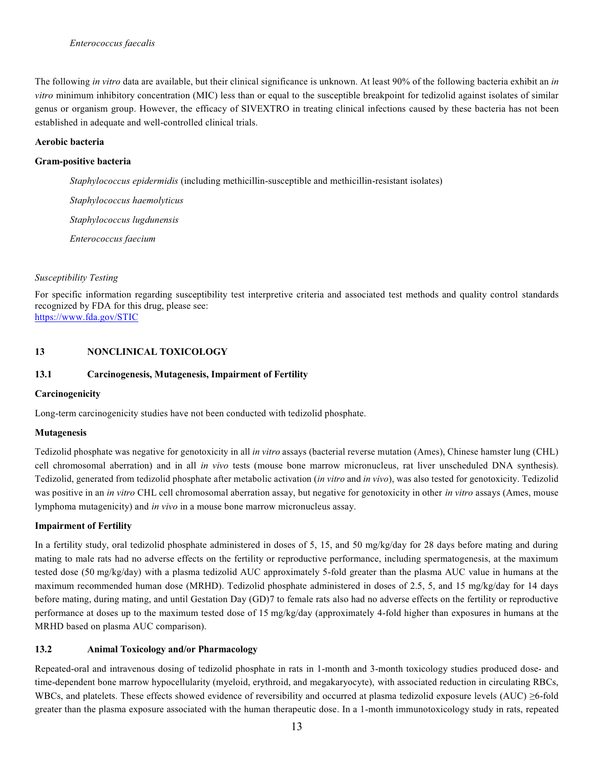*Enterococcus faecalis*

The following *in vitro* data are available, but their clinical significance is unknown. At least 90% of the following bacteria exhibit an *in vitro* minimum inhibitory concentration (MIC) less than or equal to the susceptible breakpoint for tedizolid against isolates of similar genus or organism group. However, the efficacy of SIVEXTRO in treating clinical infections caused by these bacteria has not been established in adequate and well-controlled clinical trials.

**Aerobic bacteria**

**Gram-positive bacteria**

*Staphylococcus epidermidis* (including methicillin-susceptible and methicillin-resistant isolates)

*Staphylococcus haemolyticus*

*Staphylococcus lugdunensis*

*Enterococcus faecium*

*Susceptibility Testing*

For specific information regarding susceptibility test interpretive criteria and associated test methods and quality control standards recognized by FDA for this drug, please see:
https://www.fda.gov/STIC

## 13 NONCLINICAL TOXICOLOGY

### 13.1 Carcinogenesis, Mutagenesis, Impairment of Fertility

**Carcinogenicity**

Long-term carcinogenicity studies have not been conducted with tedizolid phosphate.

**Mutagenesis**

Tedizolid phosphate was negative for genotoxicity in all *in vitro* assays (bacterial reverse mutation (Ames), Chinese hamster lung (CHL) cell chromosomal aberration) and in all *in vivo* tests (mouse bone marrow micronucleus, rat liver unscheduled DNA synthesis). Tedizolid, generated from tedizolid phosphate after metabolic activation (*in vitro* and *in vivo*), was also tested for genotoxicity. Tedizolid was positive in an *in vitro* CHL cell chromosomal aberration assay, but negative for genotoxicity in other *in vitro* assays (Ames, mouse lymphoma mutagenicity) and *in vivo* in a mouse bone marrow micronucleus assay.

**Impairment of Fertility**

In a fertility study, oral tedizolid phosphate administered in doses of 5, 15, and 50 mg/kg/day for 28 days before mating and during mating to male rats had no adverse effects on the fertility or reproductive performance, including spermatogenesis, at the maximum tested dose (50 mg/kg/day) with a plasma tedizolid AUC approximately 5-fold greater than the plasma AUC value in humans at the maximum recommended human dose (MRHD). Tedizolid phosphate administered in doses of 2.5, 5, and 15 mg/kg/day for 14 days before mating, during mating, and until Gestation Day (GD)7 to female rats also had no adverse effects on the fertility or reproductive performance at doses up to the maximum tested dose of 15 mg/kg/day (approximately 4-fold higher than exposures in humans at the MRHD based on plasma AUC comparison).

### 13.2 Animal Toxicology and/or Pharmacology

Repeated-oral and intravenous dosing of tedizolid phosphate in rats in 1-month and 3-month toxicology studies produced dose- and time-dependent bone marrow hypocellularity (myeloid, erythroid, and megakaryocyte), with associated reduction in circulating RBCs, WBCs, and platelets. These effects showed evidence of reversibility and occurred at plasma tedizolid exposure levels (AUC) ≥6-fold greater than the plasma exposure associated with the human therapeutic dose. In a 1-month immunotoxicology study in rats, repeated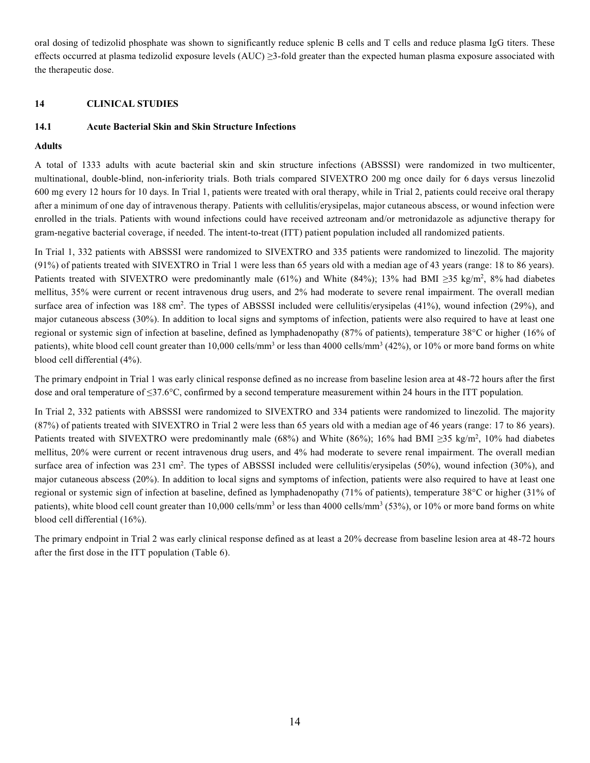oral dosing of tedizolid phosphate was shown to significantly reduce splenic B cells and T cells and reduce plasma IgG titers. These effects occurred at plasma tedizolid exposure levels (AUC) ≥3-fold greater than the expected human plasma exposure associated with the therapeutic dose.

## 14 CLINICAL STUDIES

### 14.1 Acute Bacterial Skin and Skin Structure Infections

**Adults**

A total of 1333 adults with acute bacterial skin and skin structure infections (ABSSSI) were randomized in two multicenter, multinational, double-blind, non-inferiority trials. Both trials compared SIVEXTRO 200 mg once daily for 6 days versus linezolid 600 mg every 12 hours for 10 days. In Trial 1, patients were treated with oral therapy, while in Trial 2, patients could receive oral therapy after a minimum of one day of intravenous therapy. Patients with cellulitis/erysipelas, major cutaneous abscess, or wound infection were enrolled in the trials. Patients with wound infections could have received aztreonam and/or metronidazole as adjunctive therapy for gram-negative bacterial coverage, if needed. The intent-to-treat (ITT) patient population included all randomized patients.

In Trial 1, 332 patients with ABSSSI were randomized to SIVEXTRO and 335 patients were randomized to linezolid. The majority (91%) of patients treated with SIVEXTRO in Trial 1 were less than 65 years old with a median age of 43 years (range: 18 to 86 years). Patients treated with SIVEXTRO were predominantly male (61%) and White (84%); 13% had BMI ≥35 kg/m$^2$, 8% had diabetes mellitus, 35% were current or recent intravenous drug users, and 2% had moderate to severe renal impairment. The overall median surface area of infection was 188 cm$^2$. The types of ABSSSI included were cellulitis/erysipelas (41%), wound infection (29%), and major cutaneous abscess (30%). In addition to local signs and symptoms of infection, patients were also required to have at least one regional or systemic sign of infection at baseline, defined as lymphadenopathy (87% of patients), temperature 38°C or higher (16% of patients), white blood cell count greater than 10,000 cells/mm$^3$ or less than 4000 cells/mm$^3$ (42%), or 10% or more band forms on white blood cell differential (4%).

The primary endpoint in Trial 1 was early clinical response defined as no increase from baseline lesion area at 48-72 hours after the first dose and oral temperature of ≤37.6°C, confirmed by a second temperature measurement within 24 hours in the ITT population.

In Trial 2, 332 patients with ABSSSI were randomized to SIVEXTRO and 334 patients were randomized to linezolid. The majority (87%) of patients treated with SIVEXTRO in Trial 2 were less than 65 years old with a median age of 46 years (range: 17 to 86 years). Patients treated with SIVEXTRO were predominantly male (68%) and White (86%); 16% had BMI ≥35 kg/m$^2$, 10% had diabetes mellitus, 20% were current or recent intravenous drug users, and 4% had moderate to severe renal impairment. The overall median surface area of infection was 231 cm$^2$. The types of ABSSSI included were cellulitis/erysipelas (50%), wound infection (30%), and major cutaneous abscess (20%). In addition to local signs and symptoms of infection, patients were also required to have at least one regional or systemic sign of infection at baseline, defined as lymphadenopathy (71% of patients), temperature 38°C or higher (31% of patients), white blood cell count greater than 10,000 cells/mm$^3$ or less than 4000 cells/mm$^3$ (53%), or 10% or more band forms on white blood cell differential (16%).

The primary endpoint in Trial 2 was early clinical response defined as at least a 20% decrease from baseline lesion area at 48-72 hours after the first dose in the ITT population (Table 6).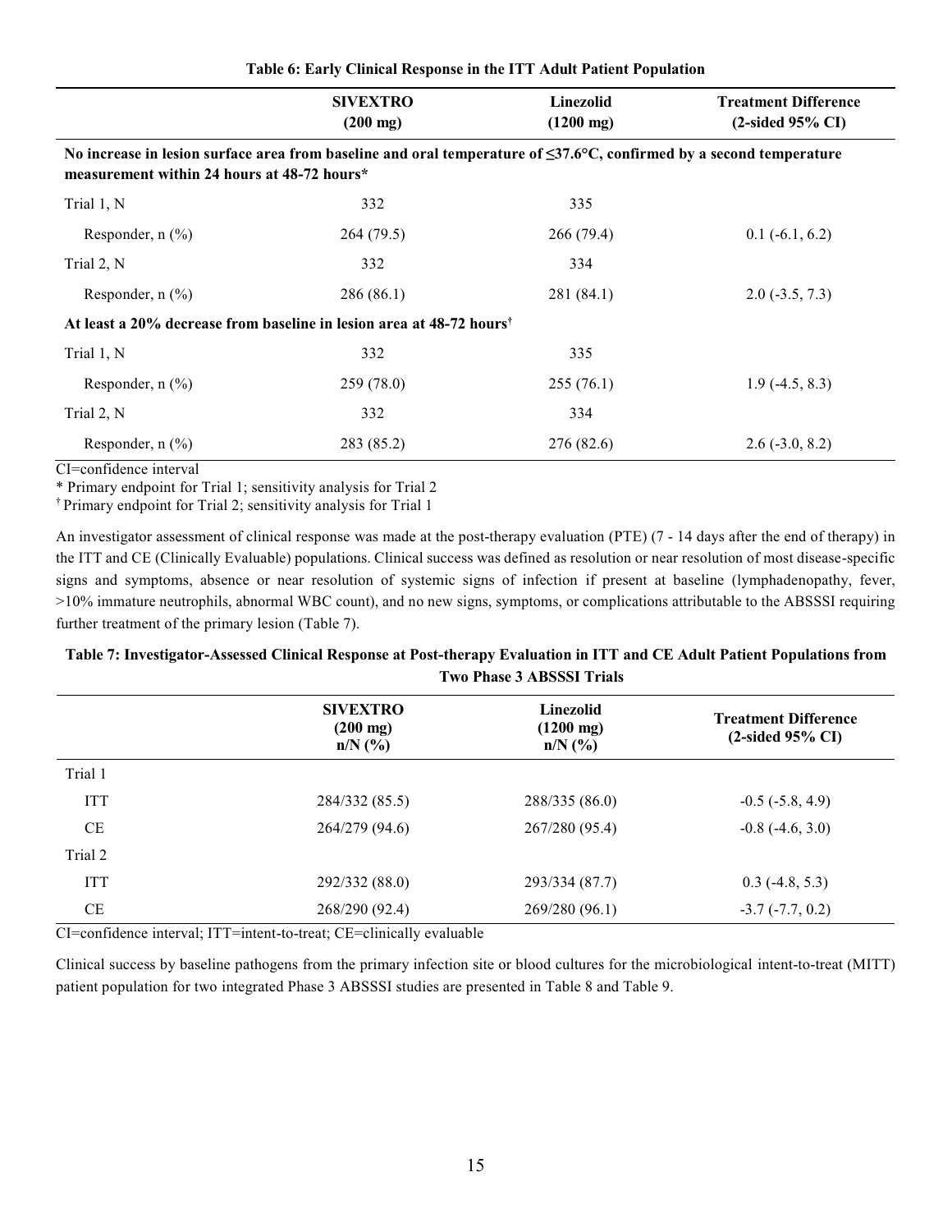**Table 6: Early Clinical Response in the ITT Adult Patient Population**

| | SIVEXTRO (200 mg) | Linezolid (1200 mg) | Treatment Difference (2-sided 95% CI) |
|---|---|---|---|
| **No increase in lesion surface area from baseline and oral temperature of ≤37.6°C, confirmed by a second temperature measurement within 24 hours at 48-72 hours*** | | | |
| Trial 1, N | 332 | 335 | |
| Responder, n (%) | 264 (79.5) | 266 (79.4) | 0.1 (-6.1, 6.2) |
| Trial 2, N | 332 | 334 | |
| Responder, n (%) | 286 (86.1) | 281 (84.1) | 2.0 (-3.5, 7.3) |
| **At least a 20% decrease from baseline in lesion area at 48-72 hours†** | | | |
| Trial 1, N | 332 | 335 | |
| Responder, n (%) | 259 (78.0) | 255 (76.1) | 1.9 (-4.5, 8.3) |
| Trial 2, N | 332 | 334 | |
| Responder, n (%) | 283 (85.2) | 276 (82.6) | 2.6 (-3.0, 8.2) |

CI=confidence interval

* Primary endpoint for Trial 1; sensitivity analysis for Trial 2

† Primary endpoint for Trial 2; sensitivity analysis for Trial 1

An investigator assessment of clinical response was made at the post-therapy evaluation (PTE) (7 - 14 days after the end of therapy) in the ITT and CE (Clinically Evaluable) populations. Clinical success was defined as resolution or near resolution of most disease-specific signs and symptoms, absence or near resolution of systemic signs of infection if present at baseline (lymphadenopathy, fever, >10% immature neutrophils, abnormal WBC count), and no new signs, symptoms, or complications attributable to the ABSSSI requiring further treatment of the primary lesion (Table 7).

**Table 7: Investigator-Assessed Clinical Response at Post-therapy Evaluation in ITT and CE Adult Patient Populations from Two Phase 3 ABSSSI Trials**

| | SIVEXTRO (200 mg) n/N (%) | Linezolid (1200 mg) n/N (%) | Treatment Difference (2-sided 95% CI) |
|---|---|---|---|
| Trial 1 | | | |
| ITT | 284/332 (85.5) | 288/335 (86.0) | -0.5 (-5.8, 4.9) |
| CE | 264/279 (94.6) | 267/280 (95.4) | -0.8 (-4.6, 3.0) |
| Trial 2 | | | |
| ITT | 292/332 (88.0) | 293/334 (87.7) | 0.3 (-4.8, 5.3) |
| CE | 268/290 (92.4) | 269/280 (96.1) | -3.7 (-7.7, 0.2) |

CI=confidence interval; ITT=intent-to-treat; CE=clinically evaluable

Clinical success by baseline pathogens from the primary infection site or blood cultures for the microbiological intent-to-treat (MITT) patient population for two integrated Phase 3 ABSSSI studies are presented in Table 8 and Table 9.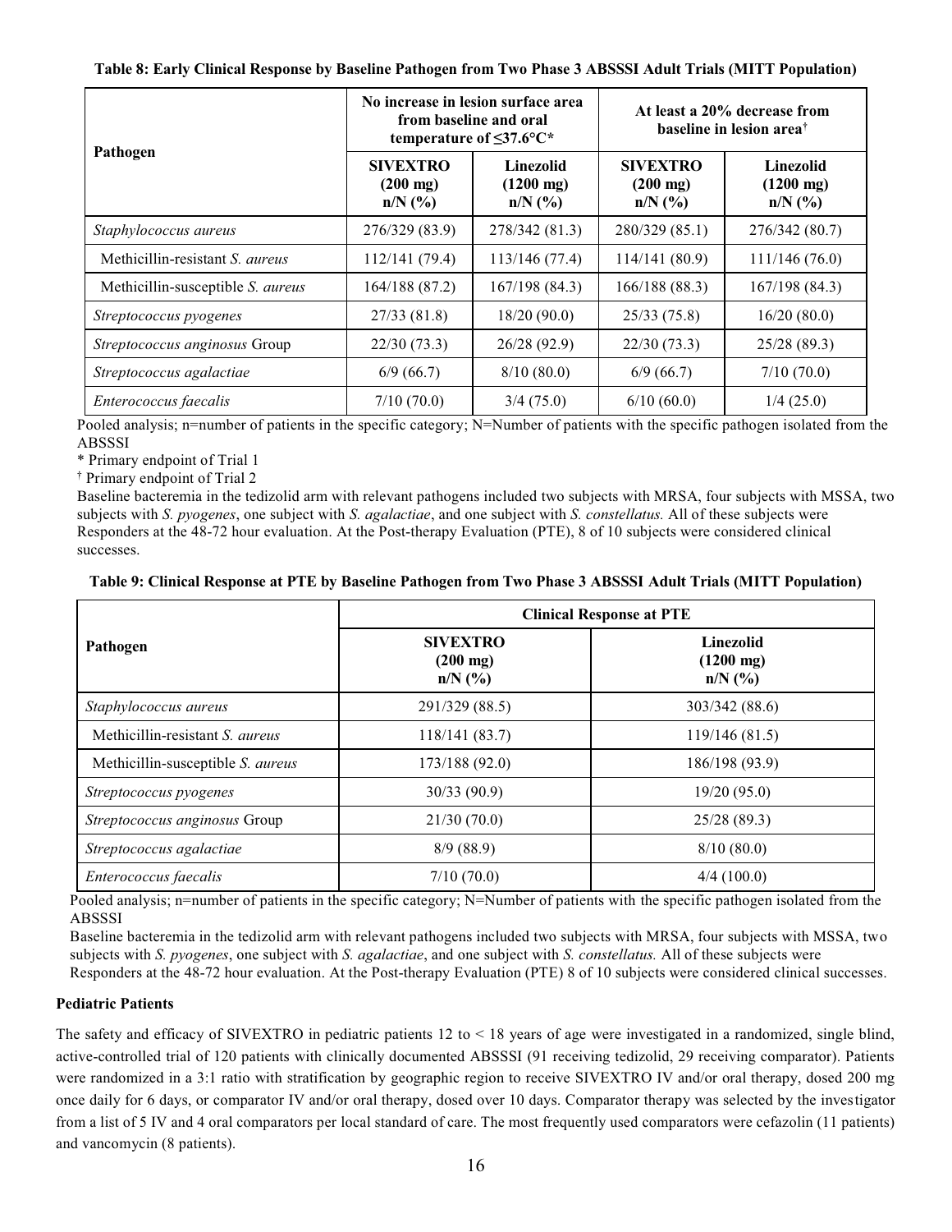**Table 8: Early Clinical Response by Baseline Pathogen from Two Phase 3 ABSSSI Adult Trials (MITT Population)**

| Pathogen | No increase in lesion surface area from baseline and oral temperature of ≤37.6°C* | | At least a 20% decrease from baseline in lesion area† | |
|---|---|---|---|---|
| | **SIVEXTRO (200 mg) n/N (%)** | **Linezolid (1200 mg) n/N (%)** | **SIVEXTRO (200 mg) n/N (%)** | **Linezolid (1200 mg) n/N (%)** |
| *Staphylococcus aureus* | 276/329 (83.9) | 278/342 (81.3) | 280/329 (85.1) | 276/342 (80.7) |
| Methicillin-resistant *S. aureus* | 112/141 (79.4) | 113/146 (77.4) | 114/141 (80.9) | 111/146 (76.0) |
| Methicillin-susceptible *S. aureus* | 164/188 (87.2) | 167/198 (84.3) | 166/188 (88.3) | 167/198 (84.3) |
| *Streptococcus pyogenes* | 27/33 (81.8) | 18/20 (90.0) | 25/33 (75.8) | 16/20 (80.0) |
| *Streptococcus anginosus* Group | 22/30 (73.3) | 26/28 (92.9) | 22/30 (73.3) | 25/28 (89.3) |
| *Streptococcus agalactiae* | 6/9 (66.7) | 8/10 (80.0) | 6/9 (66.7) | 7/10 (70.0) |
| *Enterococcus faecalis* | 7/10 (70.0) | 3/4 (75.0) | 6/10 (60.0) | 1/4 (25.0) |

Pooled analysis; n=number of patients in the specific category; N=Number of patients with the specific pathogen isolated from the ABSSSI

\* Primary endpoint of Trial 1

† Primary endpoint of Trial 2

Baseline bacteremia in the tedizolid arm with relevant pathogens included two subjects with MRSA, four subjects with MSSA, two subjects with *S. pyogenes*, one subject with *S. agalactiae*, and one subject with *S. constellatus.* All of these subjects were Responders at the 48-72 hour evaluation. At the Post-therapy Evaluation (PTE), 8 of 10 subjects were considered clinical successes.

**Table 9: Clinical Response at PTE by Baseline Pathogen from Two Phase 3 ABSSSI Adult Trials (MITT Population)**

| Pathogen | Clinical Response at PTE | |
|---|---|---|
| | **SIVEXTRO (200 mg) n/N (%)** | **Linezolid (1200 mg) n/N (%)** |
| *Staphylococcus aureus* | 291/329 (88.5) | 303/342 (88.6) |
| Methicillin-resistant *S. aureus* | 118/141 (83.7) | 119/146 (81.5) |
| Methicillin-susceptible *S. aureus* | 173/188 (92.0) | 186/198 (93.9) |
| *Streptococcus pyogenes* | 30/33 (90.9) | 19/20 (95.0) |
| *Streptococcus anginosus* Group | 21/30 (70.0) | 25/28 (89.3) |
| *Streptococcus agalactiae* | 8/9 (88.9) | 8/10 (80.0) |
| *Enterococcus faecalis* | 7/10 (70.0) | 4/4 (100.0) |

Pooled analysis; n=number of patients in the specific category; N=Number of patients with the specific pathogen isolated from the ABSSSI

Baseline bacteremia in the tedizolid arm with relevant pathogens included two subjects with MRSA, four subjects with MSSA, two subjects with *S. pyogenes*, one subject with *S. agalactiae*, and one subject with *S. constellatus.* All of these subjects were Responders at the 48-72 hour evaluation. At the Post-therapy Evaluation (PTE) 8 of 10 subjects were considered clinical successes.

**Pediatric Patients**

The safety and efficacy of SIVEXTRO in pediatric patients 12 to < 18 years of age were investigated in a randomized, single blind, active-controlled trial of 120 patients with clinically documented ABSSSI (91 receiving tedizolid, 29 receiving comparator). Patients were randomized in a 3:1 ratio with stratification by geographic region to receive SIVEXTRO IV and/or oral therapy, dosed 200 mg once daily for 6 days, or comparator IV and/or oral therapy, dosed over 10 days. Comparator therapy was selected by the investigator from a list of 5 IV and 4 oral comparators per local standard of care. The most frequently used comparators were cefazolin (11 patients) and vancomycin (8 patients).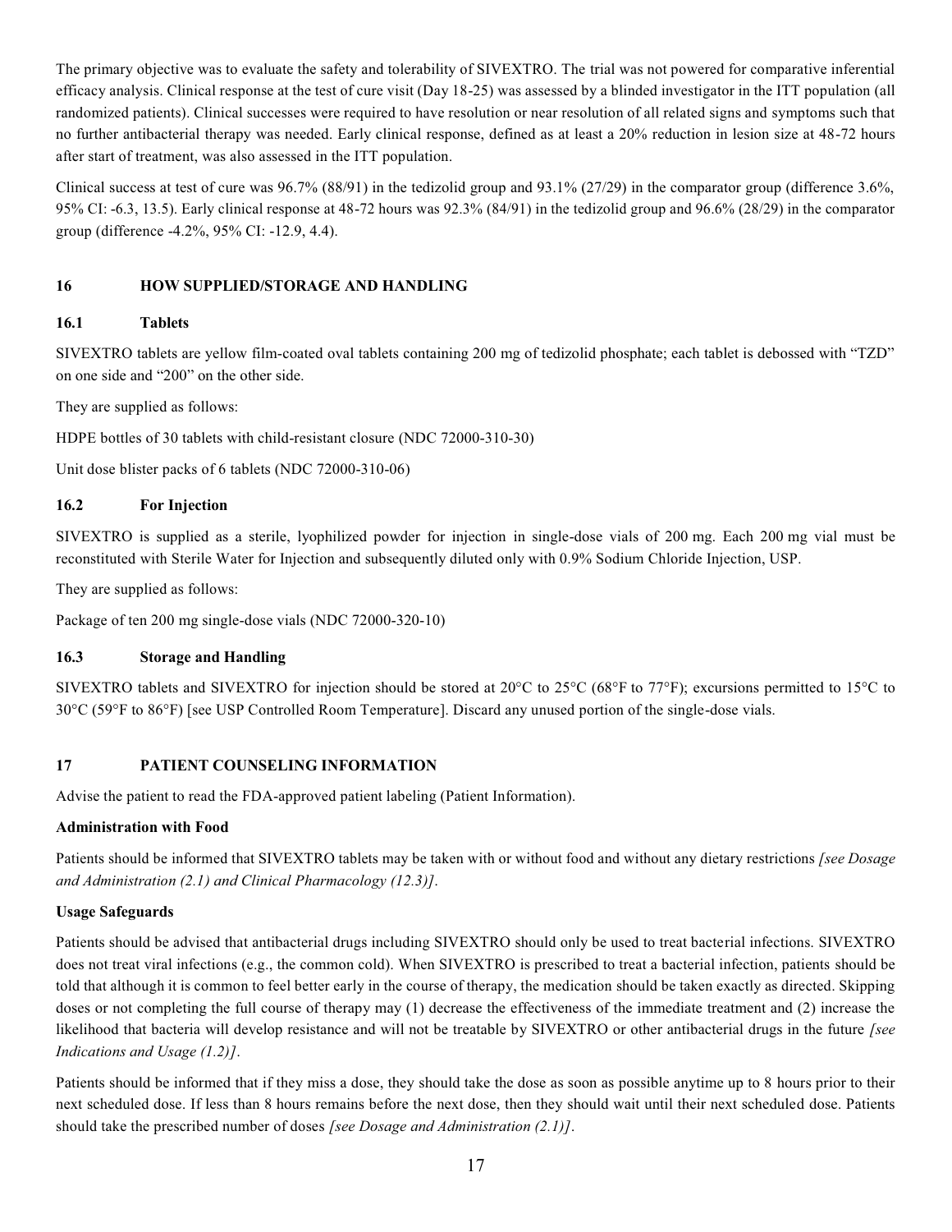The primary objective was to evaluate the safety and tolerability of SIVEXTRO. The trial was not powered for comparative inferential efficacy analysis. Clinical response at the test of cure visit (Day 18-25) was assessed by a blinded investigator in the ITT population (all randomized patients). Clinical successes were required to have resolution or near resolution of all related signs and symptoms such that no further antibacterial therapy was needed. Early clinical response, defined as at least a 20% reduction in lesion size at 48-72 hours after start of treatment, was also assessed in the ITT population.

Clinical success at test of cure was 96.7% (88/91) in the tedizolid group and 93.1% (27/29) in the comparator group (difference 3.6%, 95% CI: -6.3, 13.5). Early clinical response at 48-72 hours was 92.3% (84/91) in the tedizolid group and 96.6% (28/29) in the comparator group (difference -4.2%, 95% CI: -12.9, 4.4).

## 16 HOW SUPPLIED/STORAGE AND HANDLING

### 16.1 Tablets

SIVEXTRO tablets are yellow film-coated oval tablets containing 200 mg of tedizolid phosphate; each tablet is debossed with "TZD" on one side and "200" on the other side.

They are supplied as follows:

HDPE bottles of 30 tablets with child-resistant closure (NDC 72000-310-30)

Unit dose blister packs of 6 tablets (NDC 72000-310-06)

### 16.2 For Injection

SIVEXTRO is supplied as a sterile, lyophilized powder for injection in single-dose vials of 200 mg. Each 200 mg vial must be reconstituted with Sterile Water for Injection and subsequently diluted only with 0.9% Sodium Chloride Injection, USP.

They are supplied as follows:

Package of ten 200 mg single-dose vials (NDC 72000-320-10)

### 16.3 Storage and Handling

SIVEXTRO tablets and SIVEXTRO for injection should be stored at 20°C to 25°C (68°F to 77°F); excursions permitted to 15°C to 30°C (59°F to 86°F) [see USP Controlled Room Temperature]. Discard any unused portion of the single-dose vials.

## 17 PATIENT COUNSELING INFORMATION

Advise the patient to read the FDA-approved patient labeling (Patient Information).

**Administration with Food**

Patients should be informed that SIVEXTRO tablets may be taken with or without food and without any dietary restrictions *[see Dosage and Administration (2.1) and Clinical Pharmacology (12.3)]*.

**Usage Safeguards**

Patients should be advised that antibacterial drugs including SIVEXTRO should only be used to treat bacterial infections. SIVEXTRO does not treat viral infections (e.g., the common cold). When SIVEXTRO is prescribed to treat a bacterial infection, patients should be told that although it is common to feel better early in the course of therapy, the medication should be taken exactly as directed. Skipping doses or not completing the full course of therapy may (1) decrease the effectiveness of the immediate treatment and (2) increase the likelihood that bacteria will develop resistance and will not be treatable by SIVEXTRO or other antibacterial drugs in the future *[see Indications and Usage (1.2)]*.

Patients should be informed that if they miss a dose, they should take the dose as soon as possible anytime up to 8 hours prior to their next scheduled dose. If less than 8 hours remains before the next dose, then they should wait until their next scheduled dose. Patients should take the prescribed number of doses *[see Dosage and Administration (2.1)]*.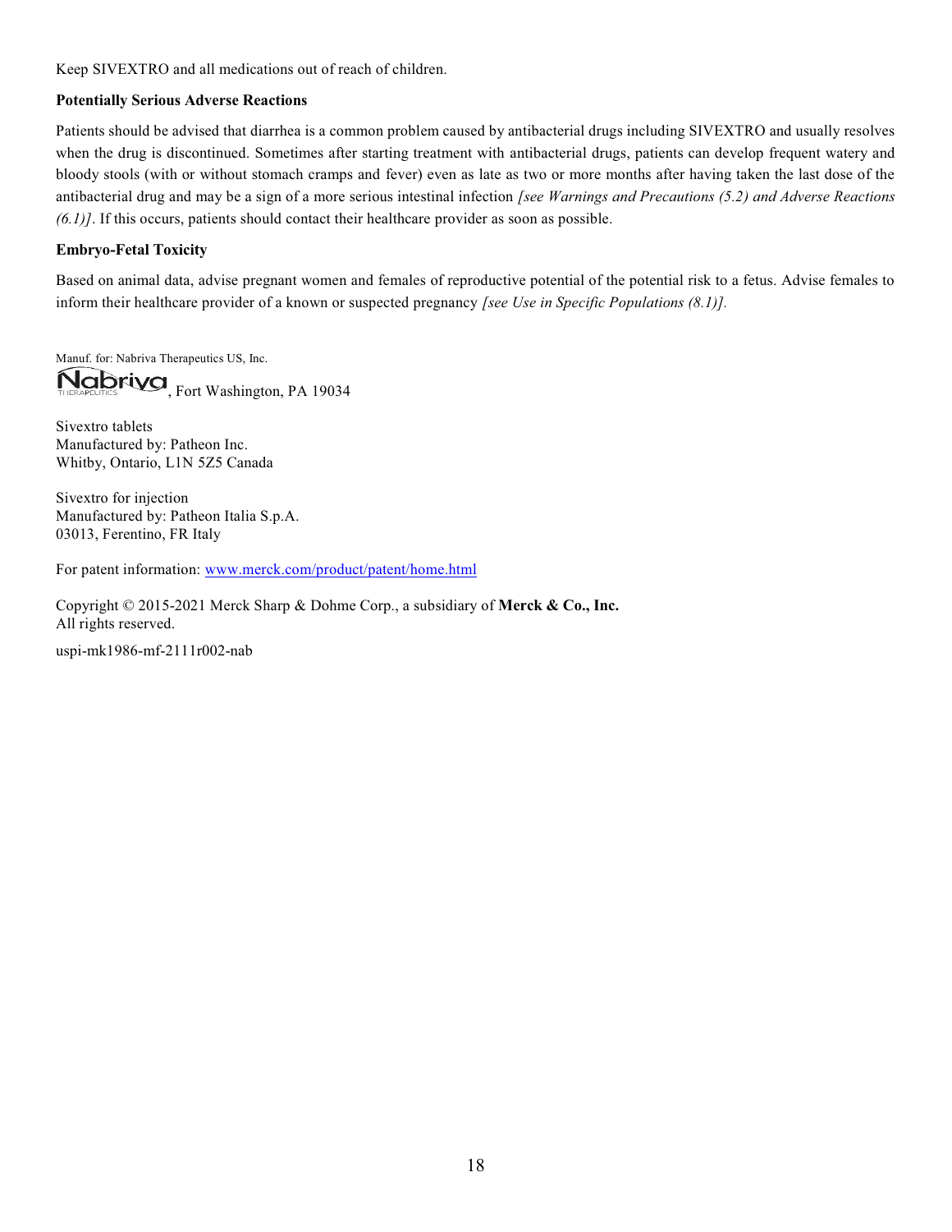Keep SIVEXTRO and all medications out of reach of children.

**Potentially Serious Adverse Reactions**

Patients should be advised that diarrhea is a common problem caused by antibacterial drugs including SIVEXTRO and usually resolves when the drug is discontinued. Sometimes after starting treatment with antibacterial drugs, patients can develop frequent watery and bloody stools (with or without stomach cramps and fever) even as late as two or more months after having taken the last dose of the antibacterial drug and may be a sign of a more serious intestinal infection *[see Warnings and Precautions (5.2) and Adverse Reactions (6.1)]*. If this occurs, patients should contact their healthcare provider as soon as possible.

**Embryo-Fetal Toxicity**

Based on animal data, advise pregnant women and females of reproductive potential of the potential risk to a fetus. Advise females to inform their healthcare provider of a known or suspected pregnancy *[see Use in Specific Populations (8.1)].*

Manuf. for: Nabriva Therapeutics US, Inc.
Nabriva Therapeutics, Fort Washington, PA 19034

Sivextro tablets
Manufactured by: Patheon Inc.
Whitby, Ontario, L1N 5Z5 Canada

Sivextro for injection
Manufactured by: Patheon Italia S.p.A.
03013, Ferentino, FR Italy

For patent information: www.merck.com/product/patent/home.html

Copyright © 2015-2021 Merck Sharp & Dohme Corp., a subsidiary of **Merck & Co., Inc.**
All rights reserved.

uspi-mk1986-mf-2111r002-nab